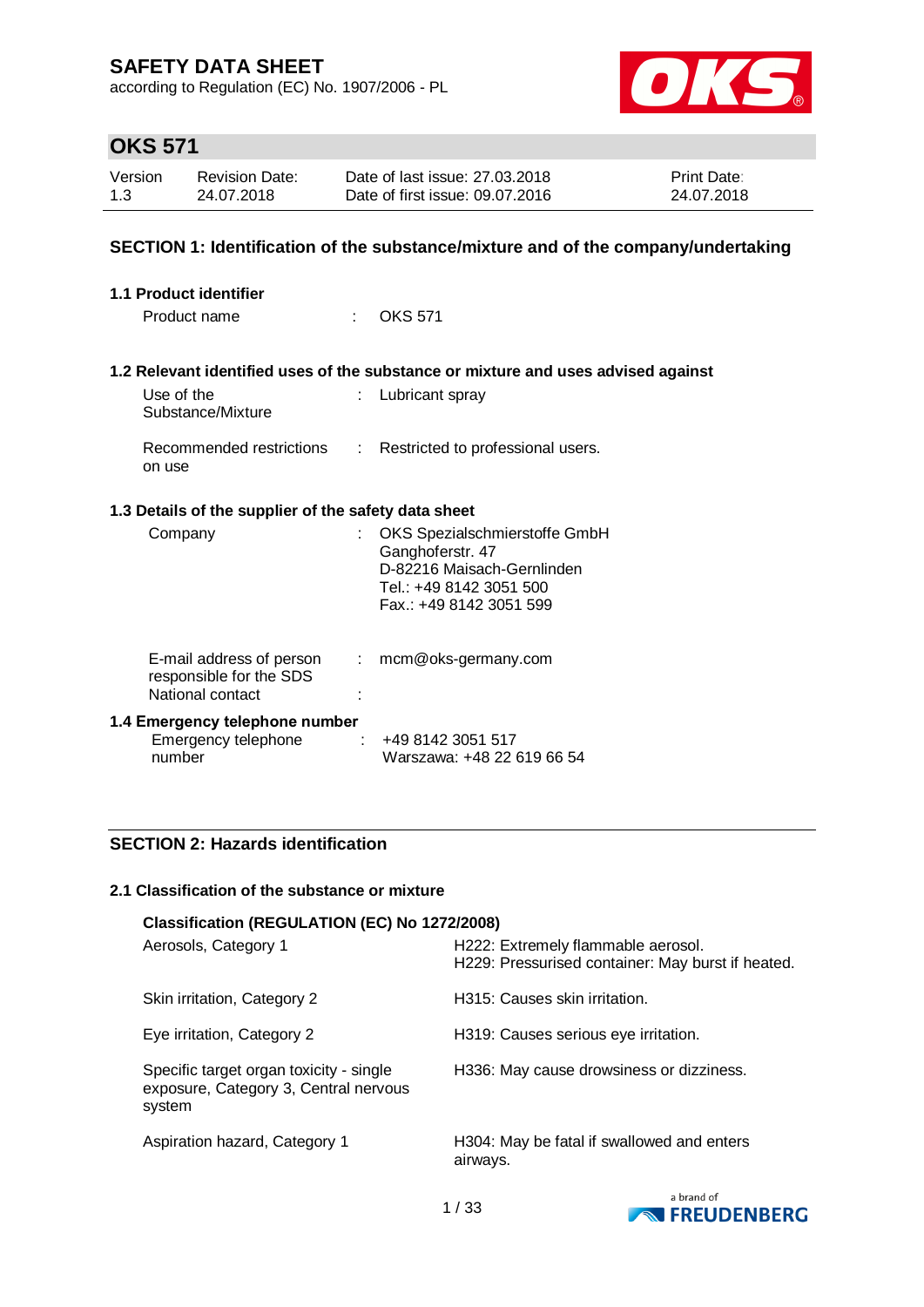# SAFETY DATA SHEET

according to Regulation (EC) No. 1907/2006 - PL

## OKS 571

| Version | Revision Date: | Date of last issue: 27.03.2018 | Print Date: |
|---|---|---|---|
| 1.3 | 24.07.2018 | Date of first issue: 09.07.2016 | 24.07.2018 |

## SECTION 1: Identification of the substance/mixture and of the company/undertaking

### 1.1 Product identifier

Product name : OKS 571

### 1.2 Relevant identified uses of the substance or mixture and uses advised against

Use of the Substance/Mixture : Lubricant spray

Recommended restrictions on use : Restricted to professional users.

### 1.3 Details of the supplier of the safety data sheet

Company : OKS Spezialschmierstoffe GmbH
Ganghoferstr. 47
D-82216 Maisach-Gernlinden
Tel.: +49 8142 3051 500
Fax.: +49 8142 3051 599

E-mail address of person responsible for the SDS : mcm@oks-germany.com

National contact :

### 1.4 Emergency telephone number

Emergency telephone number : +49 8142 3051 517
Warszawa: +48 22 619 66 54

## SECTION 2: Hazards identification

### 2.1 Classification of the substance or mixture

**Classification (REGULATION (EC) No 1272/2008)**

| | |
|---|---|
| Aerosols, Category 1 | H222: Extremely flammable aerosol.<br>H229: Pressurised container: May burst if heated. |
| Skin irritation, Category 2 | H315: Causes skin irritation. |
| Eye irritation, Category 2 | H319: Causes serious eye irritation. |
| Specific target organ toxicity - single exposure, Category 3, Central nervous system | H336: May cause drowsiness or dizziness. |
| Aspiration hazard, Category 1 | H304: May be fatal if swallowed and enters airways. |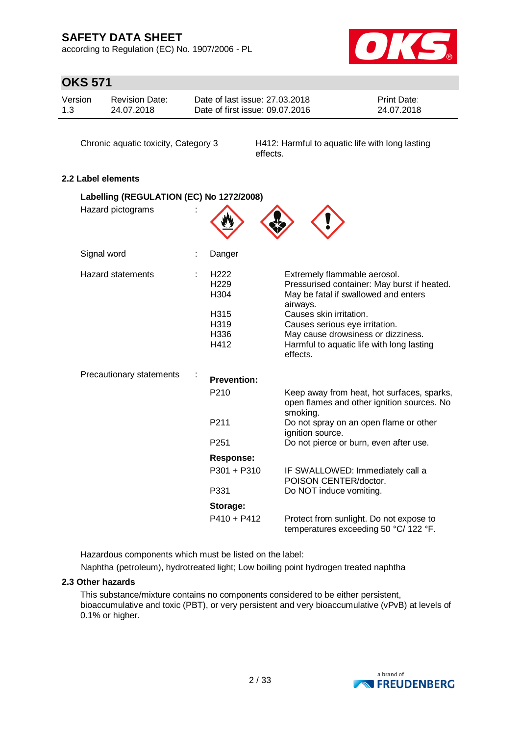| | |
|---|---|
| Chronic aquatic toxicity, Category 3 | H412: Harmful to aquatic life with long lasting effects. |

### 2.2 Label elements

**Labelling (REGULATION (EC) No 1272/2008)**

Hazard pictograms :

Signal word : Danger

Hazard statements :

| | |
|---|---|
| H222 | Extremely flammable aerosol. |
| H229 | Pressurised container: May burst if heated. |
| H304 | May be fatal if swallowed and enters airways. |
| H315 | Causes skin irritation. |
| H319 | Causes serious eye irritation. |
| H336 | May cause drowsiness or dizziness. |
| H412 | Harmful to aquatic life with long lasting effects. |

Precautionary statements :

**Prevention:**

| | |
|---|---|
| P210 | Keep away from heat, hot surfaces, sparks, open flames and other ignition sources. No smoking. |
| P211 | Do not spray on an open flame or other ignition source. |
| P251 | Do not pierce or burn, even after use. |

**Response:**

| | |
|---|---|
| P301 + P310 | IF SWALLOWED: Immediately call a POISON CENTER/doctor. |
| P331 | Do NOT induce vomiting. |

**Storage:**

| | |
|---|---|
| P410 + P412 | Protect from sunlight. Do not expose to temperatures exceeding 50 °C/ 122 °F. |

Hazardous components which must be listed on the label:

Naphtha (petroleum), hydrotreated light; Low boiling point hydrogen treated naphtha

### 2.3 Other hazards

This substance/mixture contains no components considered to be either persistent, bioaccumulative and toxic (PBT), or very persistent and very bioaccumulative (vPvB) at levels of 0.1% or higher.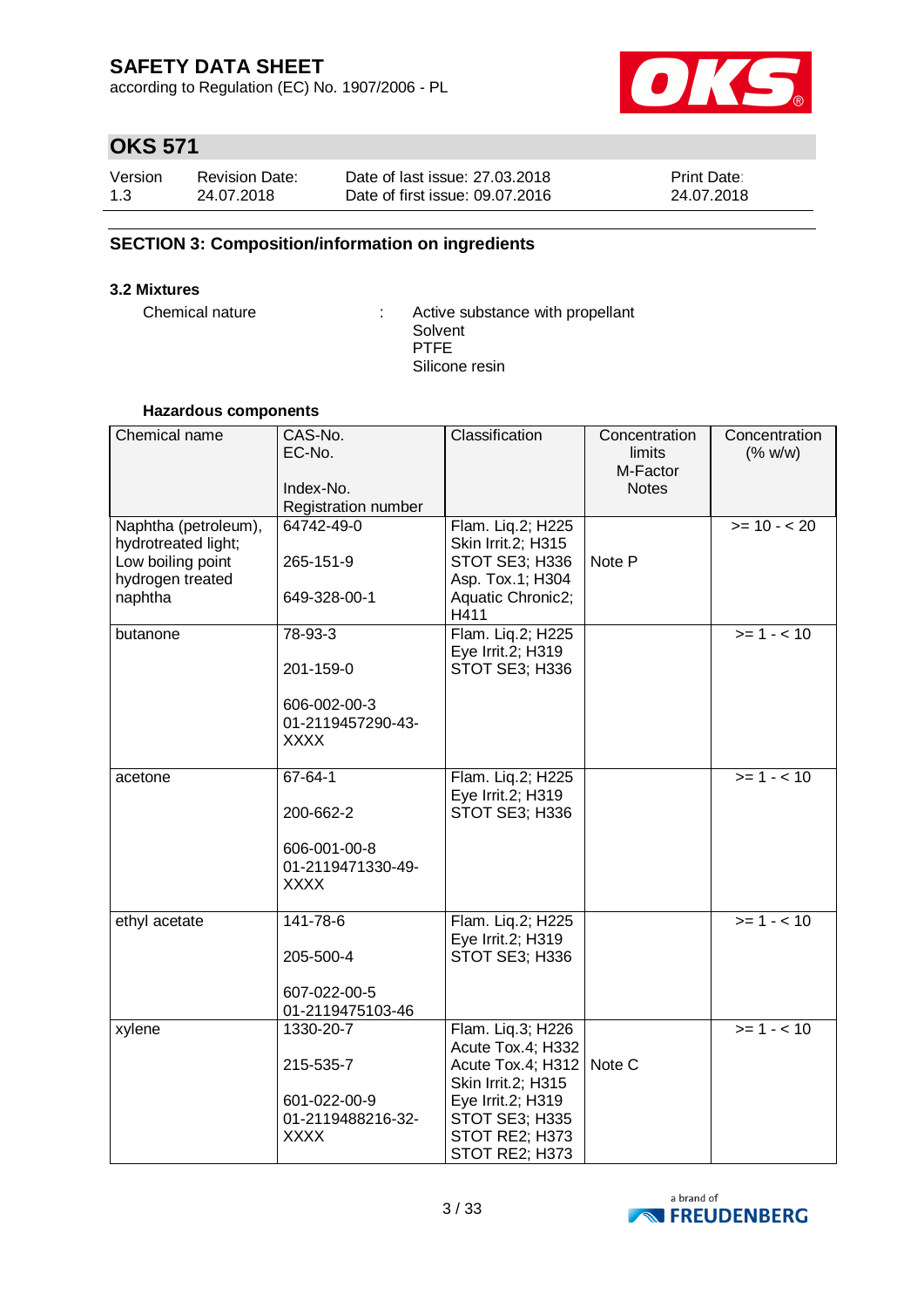# SAFETY DATA SHEET

according to Regulation (EC) No. 1907/2006 - PL

## OKS 571

| Version | Revision Date: | Date of last issue: 27.03.2018 | Print Date: |
|---|---|---|---|
| 1.3 | 24.07.2018 | Date of first issue: 09.07.2016 | 24.07.2018 |

## SECTION 3: Composition/information on ingredients

### 3.2 Mixtures

Chemical nature : Active substance with propellant
Solvent
PTFE
Silicone resin

#### Hazardous components

| Chemical name | CAS-No.<br>EC-No.<br>Index-No.<br>Registration number | Classification | Concentration limits<br>M-Factor<br>Notes | Concentration (% w/w) |
|---|---|---|---|---|
| Naphtha (petroleum), hydrotreated light; Low boiling point hydrogen treated naphtha | 64742-49-0<br>265-151-9<br>649-328-00-1 | Flam. Liq.2; H225<br>Skin Irrit.2; H315<br>STOT SE3; H336<br>Asp. Tox.1; H304<br>Aquatic Chronic2; H411 | Note P | >= 10 - < 20 |
| butanone | 78-93-3<br>201-159-0<br>606-002-00-3<br>01-2119457290-43-XXXX | Flam. Liq.2; H225<br>Eye Irrit.2; H319<br>STOT SE3; H336 | | >= 1 - < 10 |
| acetone | 67-64-1<br>200-662-2<br>606-001-00-8<br>01-2119471330-49-XXXX | Flam. Liq.2; H225<br>Eye Irrit.2; H319<br>STOT SE3; H336 | | >= 1 - < 10 |
| ethyl acetate | 141-78-6<br>205-500-4<br>607-022-00-5<br>01-2119475103-46 | Flam. Liq.2; H225<br>Eye Irrit.2; H319<br>STOT SE3; H336 | | >= 1 - < 10 |
| xylene | 1330-20-7<br>215-535-7<br>601-022-00-9<br>01-2119488216-32-XXXX | Flam. Liq.3; H226<br>Acute Tox.4; H332<br>Acute Tox.4; H312<br>Skin Irrit.2; H315<br>Eye Irrit.2; H319<br>STOT SE3; H335<br>STOT RE2; H373<br>STOT RE2; H373 | Note C | >= 1 - < 10 |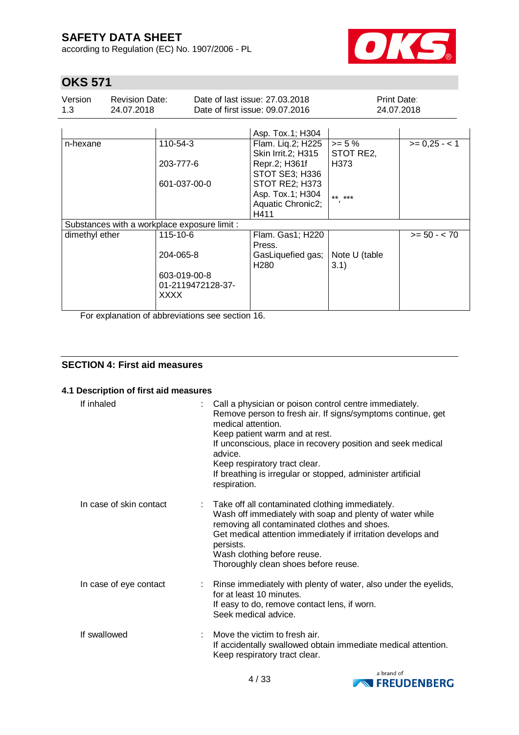|  |  | Asp. Tox.1; H304 |  |  |
|---|---|---|---|---|
| n-hexane | 110-54-3<br><br>203-777-6<br><br>601-037-00-0 | Flam. Liq.2; H225<br>Skin Irrit.2; H315<br>Repr.2; H361f<br>STOT SE3; H336<br>STOT RE2; H373<br>Asp. Tox.1; H304<br>Aquatic Chronic2; H411 | >= 5 %<br>STOT RE2, H373<br><br>**, *** | >= 0,25 - < 1 |
| Substances with a workplace exposure limit : |  |  |  |  |
| dimethyl ether | 115-10-6<br><br>204-065-8<br><br>603-019-00-8<br>01-2119472128-37-XXXX | Flam. Gas1; H220<br>Press. GasLiquefied gas; H280 | Note U (table 3.1) | >= 50 - < 70 |

For explanation of abbreviations see section 16.

## SECTION 4: First aid measures

### 4.1 Description of first aid measures

**If inhaled** : Call a physician or poison control centre immediately.
Remove person to fresh air. If signs/symptoms continue, get medical attention.
Keep patient warm and at rest.
If unconscious, place in recovery position and seek medical advice.
Keep respiratory tract clear.
If breathing is irregular or stopped, administer artificial respiration.

**In case of skin contact** : Take off all contaminated clothing immediately.
Wash off immediately with soap and plenty of water while removing all contaminated clothes and shoes.
Get medical attention immediately if irritation develops and persists.
Wash clothing before reuse.
Thoroughly clean shoes before reuse.

**In case of eye contact** : Rinse immediately with plenty of water, also under the eyelids, for at least 10 minutes.
If easy to do, remove contact lens, if worn.
Seek medical advice.

**If swallowed** : Move the victim to fresh air.
If accidentally swallowed obtain immediate medical attention.
Keep respiratory tract clear.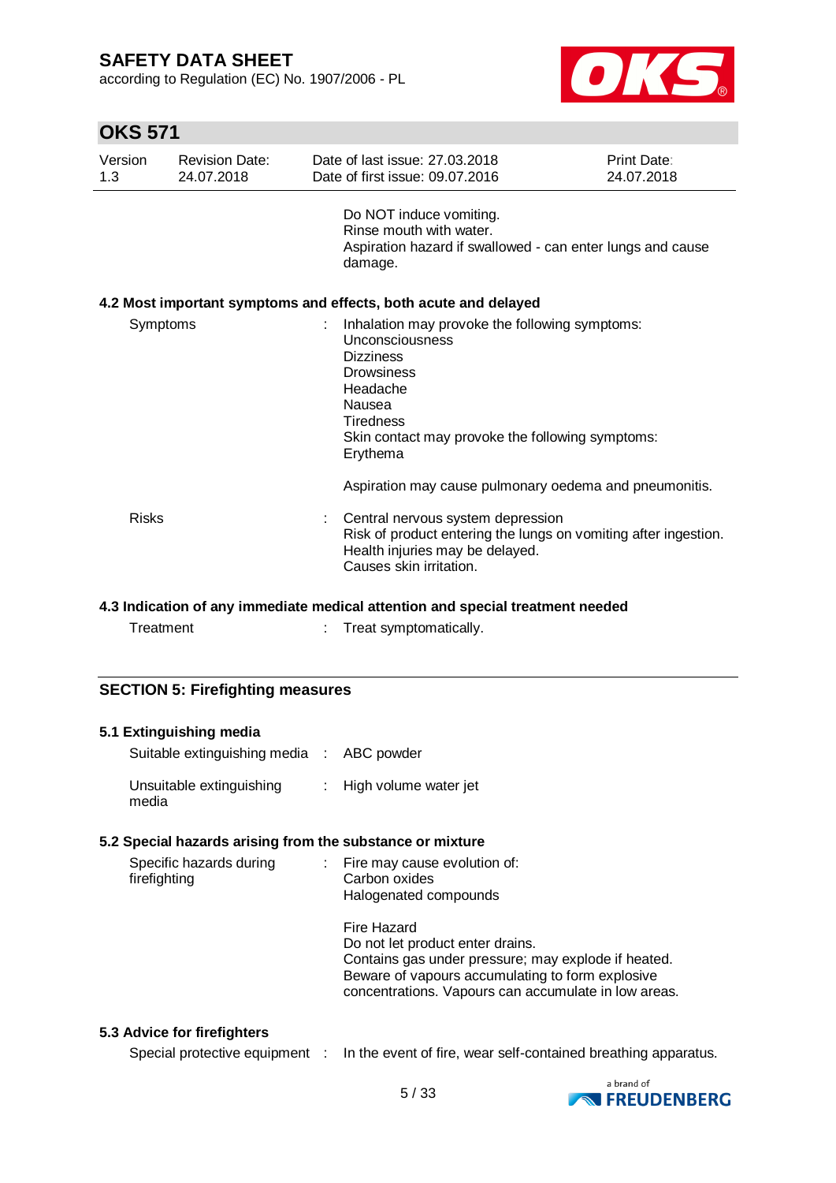Do NOT induce vomiting.
Rinse mouth with water.
Aspiration hazard if swallowed - can enter lungs and cause damage.

### 4.2 Most important symptoms and effects, both acute and delayed

Symptoms : Inhalation may provoke the following symptoms:
Unconsciousness
Dizziness
Drowsiness
Headache
Nausea
Tiredness
Skin contact may provoke the following symptoms:
Erythema

Aspiration may cause pulmonary oedema and pneumonitis.

Risks : Central nervous system depression
Risk of product entering the lungs on vomiting after ingestion.
Health injuries may be delayed.
Causes skin irritation.

### 4.3 Indication of any immediate medical attention and special treatment needed

Treatment : Treat symptomatically.

## SECTION 5: Firefighting measures

### 5.1 Extinguishing media

Suitable extinguishing media : ABC powder

Unsuitable extinguishing media : High volume water jet

### 5.2 Special hazards arising from the substance or mixture

Specific hazards during firefighting : Fire may cause evolution of:
Carbon oxides
Halogenated compounds

Fire Hazard
Do not let product enter drains.
Contains gas under pressure; may explode if heated.
Beware of vapours accumulating to form explosive concentrations. Vapours can accumulate in low areas.

### 5.3 Advice for firefighters

Special protective equipment : In the event of fire, wear self-contained breathing apparatus.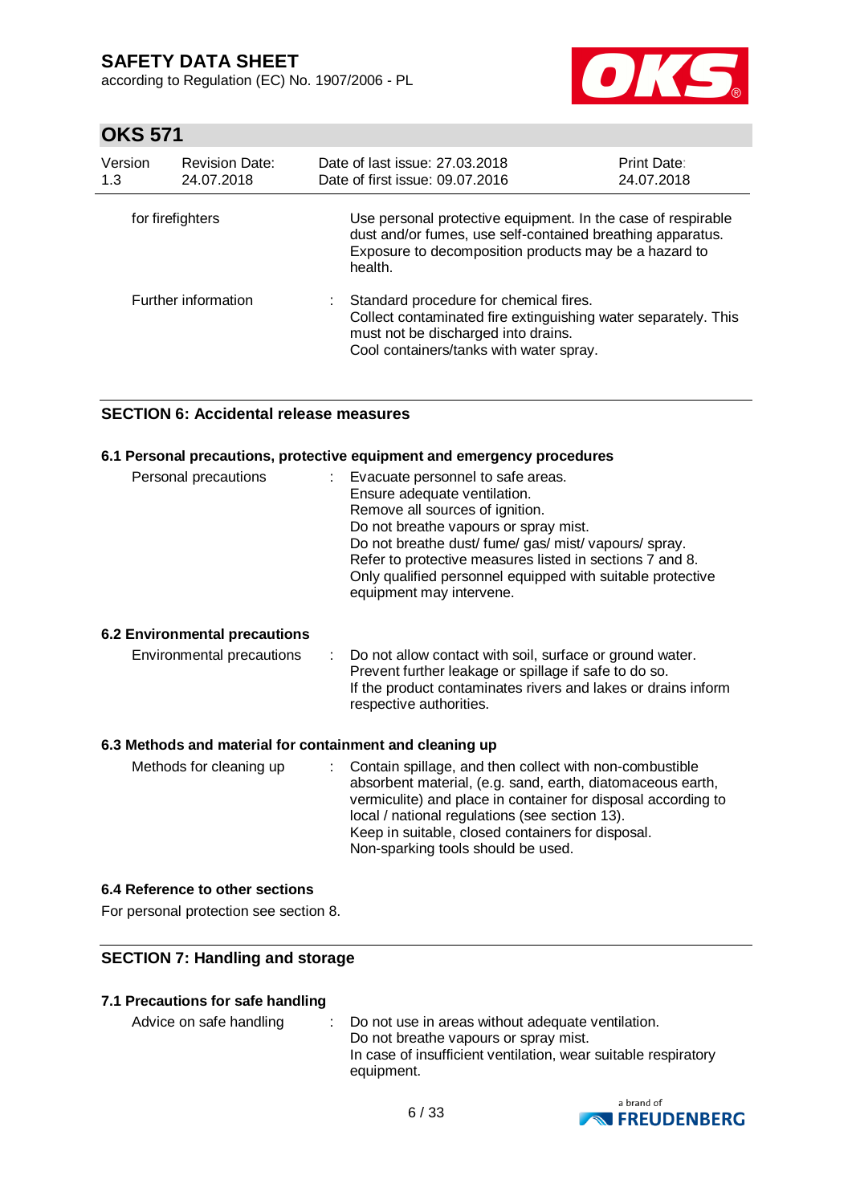| | | |
|---|---|---|
| for firefighters | | Use personal protective equipment. In the case of respirable dust and/or fumes, use self-contained breathing apparatus. Exposure to decomposition products may be a hazard to health. |
| Further information | : | Standard procedure for chemical fires.<br>Collect contaminated fire extinguishing water separately. This must not be discharged into drains.<br>Cool containers/tanks with water spray. |

## SECTION 6: Accidental release measures

### 6.1 Personal precautions, protective equipment and emergency procedures

| | | |
|---|---|---|
| Personal precautions | : | Evacuate personnel to safe areas.<br>Ensure adequate ventilation.<br>Remove all sources of ignition.<br>Do not breathe vapours or spray mist.<br>Do not breathe dust/ fume/ gas/ mist/ vapours/ spray.<br>Refer to protective measures listed in sections 7 and 8.<br>Only qualified personnel equipped with suitable protective equipment may intervene. |

### 6.2 Environmental precautions

| | | |
|---|---|---|
| Environmental precautions | : | Do not allow contact with soil, surface or ground water.<br>Prevent further leakage or spillage if safe to do so.<br>If the product contaminates rivers and lakes or drains inform respective authorities. |

### 6.3 Methods and material for containment and cleaning up

| | | |
|---|---|---|
| Methods for cleaning up | : | Contain spillage, and then collect with non-combustible absorbent material, (e.g. sand, earth, diatomaceous earth, vermiculite) and place in container for disposal according to local / national regulations (see section 13).<br>Keep in suitable, closed containers for disposal.<br>Non-sparking tools should be used. |

### 6.4 Reference to other sections

For personal protection see section 8.

## SECTION 7: Handling and storage

### 7.1 Precautions for safe handling

| | | |
|---|---|---|
| Advice on safe handling | : | Do not use in areas without adequate ventilation.<br>Do not breathe vapours or spray mist.<br>In case of insufficient ventilation, wear suitable respiratory equipment. |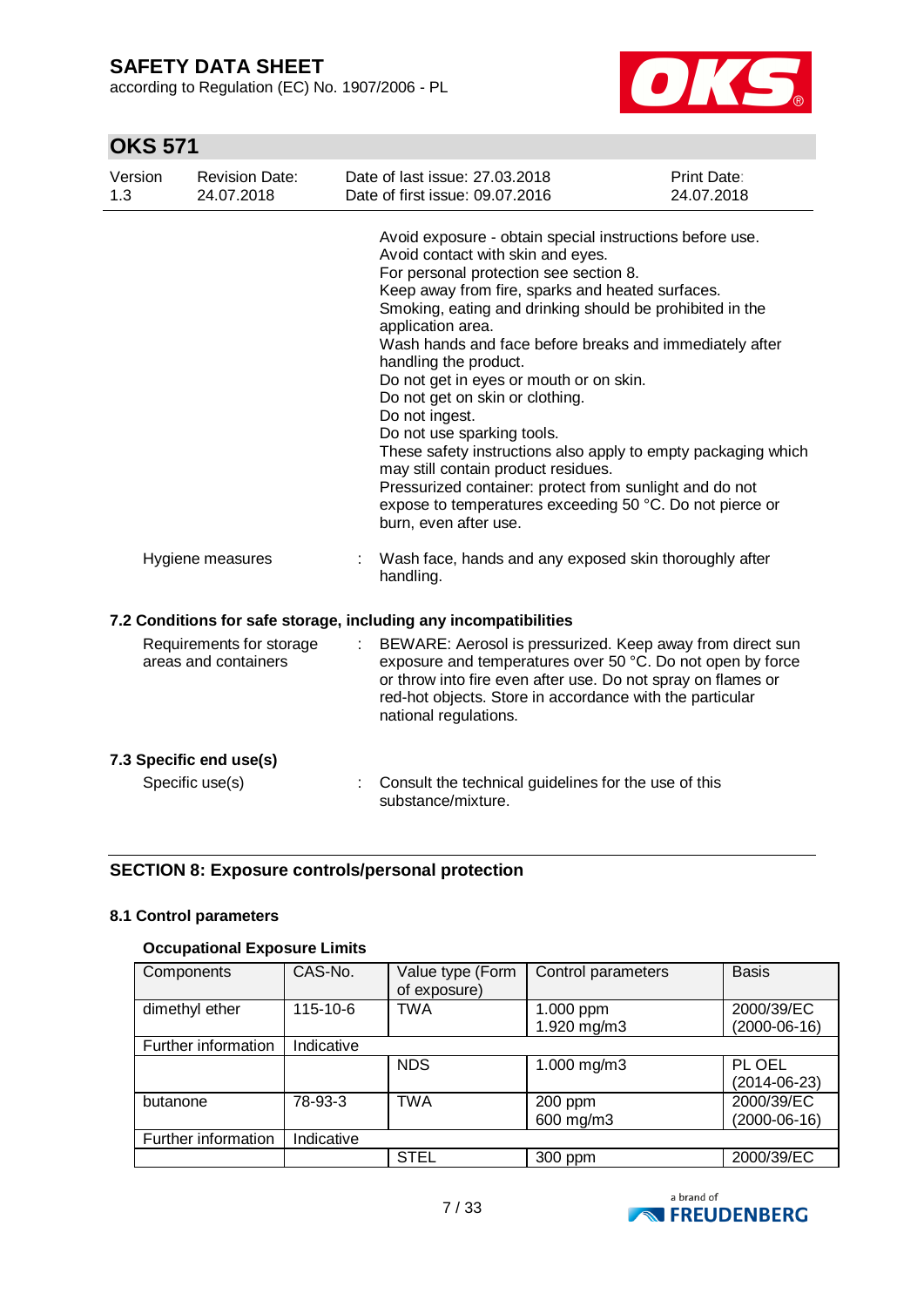Avoid exposure - obtain special instructions before use.
Avoid contact with skin and eyes.
For personal protection see section 8.
Keep away from fire, sparks and heated surfaces.
Smoking, eating and drinking should be prohibited in the application area.
Wash hands and face before breaks and immediately after handling the product.
Do not get in eyes or mouth or on skin.
Do not get on skin or clothing.
Do not ingest.
Do not use sparking tools.
These safety instructions also apply to empty packaging which may still contain product residues.
Pressurized container: protect from sunlight and do not expose to temperatures exceeding 50 °C. Do not pierce or burn, even after use.

Hygiene measures : Wash face, hands and any exposed skin thoroughly after handling.

### 7.2 Conditions for safe storage, including any incompatibilities

Requirements for storage areas and containers : BEWARE: Aerosol is pressurized. Keep away from direct sun exposure and temperatures over 50 °C. Do not open by force or throw into fire even after use. Do not spray on flames or red-hot objects. Store in accordance with the particular national regulations.

### 7.3 Specific end use(s)

Specific use(s) : Consult the technical guidelines for the use of this substance/mixture.

## SECTION 8: Exposure controls/personal protection

### 8.1 Control parameters

**Occupational Exposure Limits**

| Components | CAS-No. | Value type (Form of exposure) | Control parameters | Basis |
|---|---|---|---|---|
| dimethyl ether | 115-10-6 | TWA | 1.000 ppm<br>1.920 mg/m3 | 2000/39/EC (2000-06-16) |
| Further information | Indicative | | | |
| | | NDS | 1.000 mg/m3 | PL OEL (2014-06-23) |
| butanone | 78-93-3 | TWA | 200 ppm<br>600 mg/m3 | 2000/39/EC (2000-06-16) |
| Further information | Indicative | | | |
| | | STEL | 300 ppm | 2000/39/EC |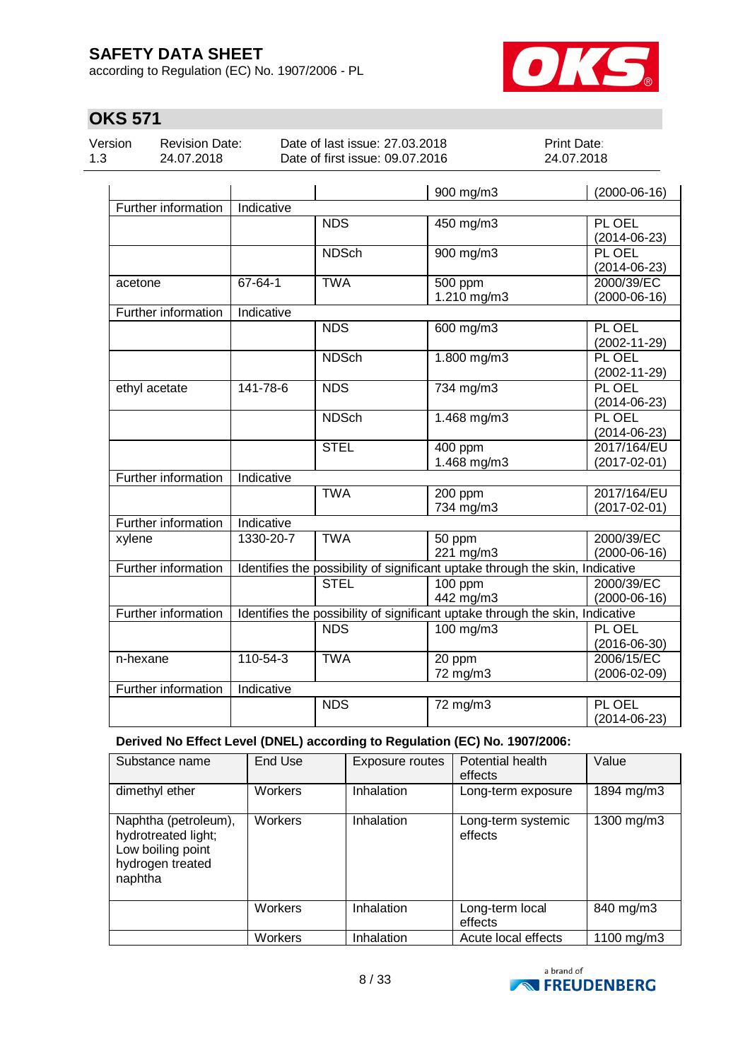| | | | 900 mg/m3 | (2000-06-16) |
|---|---|---|---|---|
| Further information | Indicative | | | |
| | | NDS | 450 mg/m3 | PL OEL (2014-06-23) |
| | | NDSch | 900 mg/m3 | PL OEL (2014-06-23) |
| acetone | 67-64-1 | TWA | 500 ppm 1.210 mg/m3 | 2000/39/EC (2000-06-16) |
| Further information | Indicative | | | |
| | | NDS | 600 mg/m3 | PL OEL (2002-11-29) |
| | | NDSch | 1.800 mg/m3 | PL OEL (2002-11-29) |
| ethyl acetate | 141-78-6 | NDS | 734 mg/m3 | PL OEL (2014-06-23) |
| | | NDSch | 1.468 mg/m3 | PL OEL (2014-06-23) |
| | | STEL | 400 ppm 1.468 mg/m3 | 2017/164/EU (2017-02-01) |
| Further information | Indicative | | | |
| | | TWA | 200 ppm 734 mg/m3 | 2017/164/EU (2017-02-01) |
| Further information | Indicative | | | |
| xylene | 1330-20-7 | TWA | 50 ppm 221 mg/m3 | 2000/39/EC (2000-06-16) |
| Further information | Identifies the possibility of significant uptake through the skin, Indicative | | | |
| | | STEL | 100 ppm 442 mg/m3 | 2000/39/EC (2000-06-16) |
| Further information | Identifies the possibility of significant uptake through the skin, Indicative | | | |
| | | NDS | 100 mg/m3 | PL OEL (2016-06-30) |
| n-hexane | 110-54-3 | TWA | 20 ppm 72 mg/m3 | 2006/15/EC (2006-02-09) |
| Further information | Indicative | | | |
| | | NDS | 72 mg/m3 | PL OEL (2014-06-23) |

**Derived No Effect Level (DNEL) according to Regulation (EC) No. 1907/2006:**

| Substance name | End Use | Exposure routes | Potential health effects | Value |
|---|---|---|---|---|
| dimethyl ether | Workers | Inhalation | Long-term exposure | 1894 mg/m3 |
| Naphtha (petroleum), hydrotreated light; Low boiling point hydrogen treated naphtha | Workers | Inhalation | Long-term systemic effects | 1300 mg/m3 |
| | Workers | Inhalation | Long-term local effects | 840 mg/m3 |
| | Workers | Inhalation | Acute local effects | 1100 mg/m3 |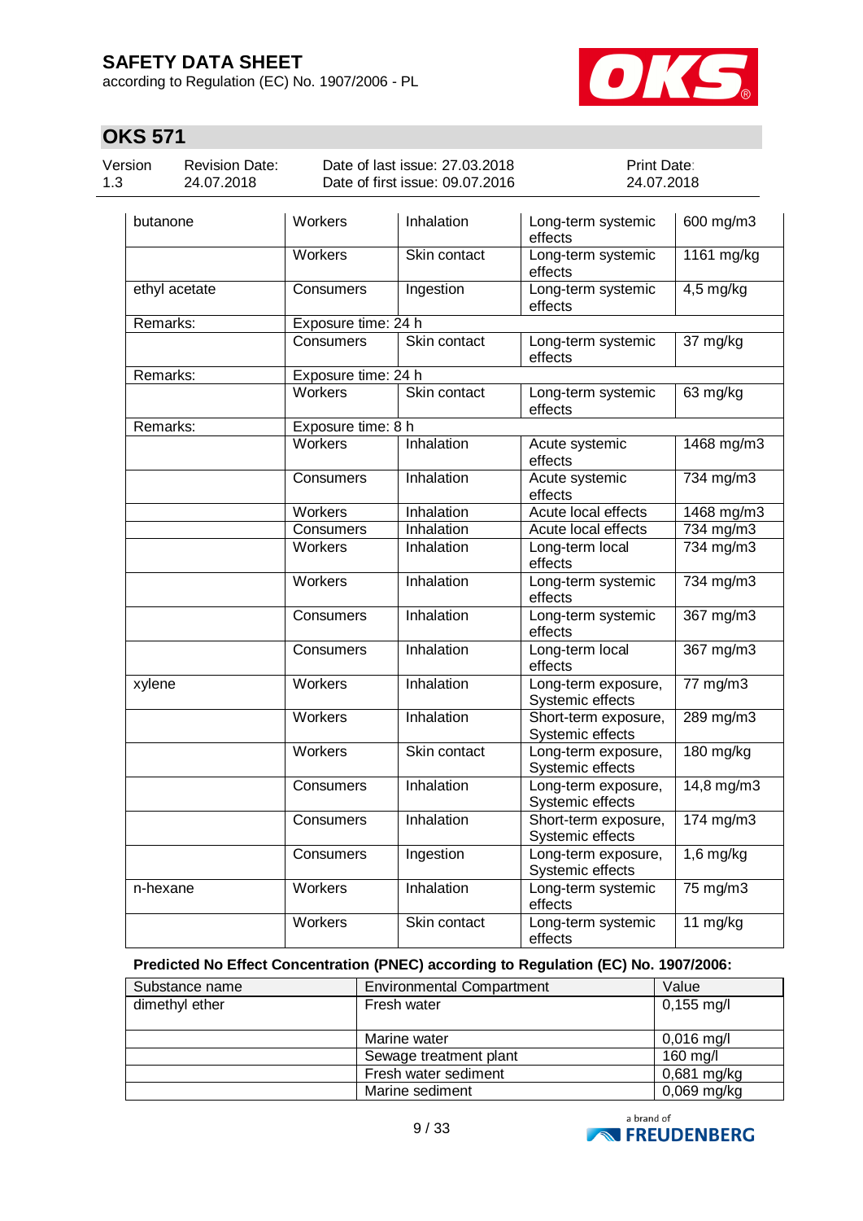# SAFETY DATA SHEET

according to Regulation (EC) No. 1907/2006 - PL

## OKS 571

| Version | Revision Date: | Date of last issue: 27.03.2018 | Print Date: |
|---|---|---|---|
| 1.3 | 24.07.2018 | Date of first issue: 09.07.2016 | 24.07.2018 |

| | | | | |
|---|---|---|---|---|
| butanone | Workers | Inhalation | Long-term systemic effects | 600 mg/m3 |
| | Workers | Skin contact | Long-term systemic effects | 1161 mg/kg |
| ethyl acetate | Consumers | Ingestion | Long-term systemic effects | 4,5 mg/kg |
| Remarks: | Exposure time: 24 h | | | |
| | Consumers | Skin contact | Long-term systemic effects | 37 mg/kg |
| Remarks: | Exposure time: 24 h | | | |
| | Workers | Skin contact | Long-term systemic effects | 63 mg/kg |
| Remarks: | Exposure time: 8 h | | | |
| | Workers | Inhalation | Acute systemic effects | 1468 mg/m3 |
| | Consumers | Inhalation | Acute systemic effects | 734 mg/m3 |
| | Workers | Inhalation | Acute local effects | 1468 mg/m3 |
| | Consumers | Inhalation | Acute local effects | 734 mg/m3 |
| | Workers | Inhalation | Long-term local effects | 734 mg/m3 |
| | Workers | Inhalation | Long-term systemic effects | 734 mg/m3 |
| | Consumers | Inhalation | Long-term systemic effects | 367 mg/m3 |
| | Consumers | Inhalation | Long-term local effects | 367 mg/m3 |
| xylene | Workers | Inhalation | Long-term exposure, Systemic effects | 77 mg/m3 |
| | Workers | Inhalation | Short-term exposure, Systemic effects | 289 mg/m3 |
| | Workers | Skin contact | Long-term exposure, Systemic effects | 180 mg/kg |
| | Consumers | Inhalation | Long-term exposure, Systemic effects | 14,8 mg/m3 |
| | Consumers | Inhalation | Short-term exposure, Systemic effects | 174 mg/m3 |
| | Consumers | Ingestion | Long-term exposure, Systemic effects | 1,6 mg/kg |
| n-hexane | Workers | Inhalation | Long-term systemic effects | 75 mg/m3 |
| | Workers | Skin contact | Long-term systemic effects | 11 mg/kg |

**Predicted No Effect Concentration (PNEC) according to Regulation (EC) No. 1907/2006:**

| Substance name | Environmental Compartment | Value |
|---|---|---|
| dimethyl ether | Fresh water | 0,155 mg/l |
| | Marine water | 0,016 mg/l |
| | Sewage treatment plant | 160 mg/l |
| | Fresh water sediment | 0,681 mg/kg |
| | Marine sediment | 0,069 mg/kg |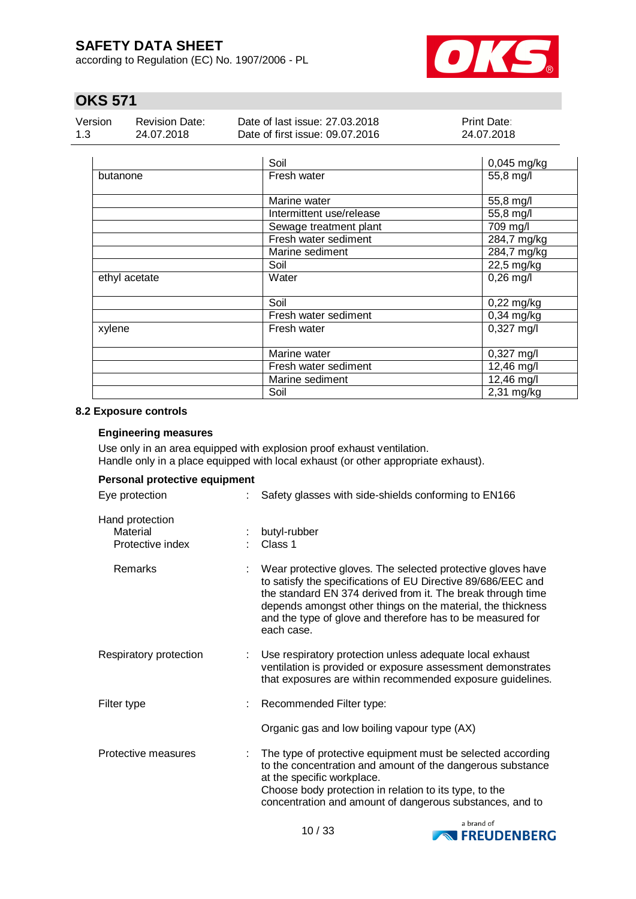| | | |
|---|---|---|
| | Soil | 0,045 mg/kg |
| butanone | Fresh water | 55,8 mg/l |
| | Marine water | 55,8 mg/l |
| | Intermittent use/release | 55,8 mg/l |
| | Sewage treatment plant | 709 mg/l |
| | Fresh water sediment | 284,7 mg/kg |
| | Marine sediment | 284,7 mg/kg |
| | Soil | 22,5 mg/kg |
| ethyl acetate | Water | 0,26 mg/l |
| | Soil | 0,22 mg/kg |
| | Fresh water sediment | 0,34 mg/kg |
| xylene | Fresh water | 0,327 mg/l |
| | Marine water | 0,327 mg/l |
| | Fresh water sediment | 12,46 mg/l |
| | Marine sediment | 12,46 mg/l |
| | Soil | 2,31 mg/kg |

### 8.2 Exposure controls

**Engineering measures**

Use only in an area equipped with explosion proof exhaust ventilation.
Handle only in a place equipped with local exhaust (or other appropriate exhaust).

**Personal protective equipment**

Eye protection : Safety glasses with side-shields conforming to EN166

Hand protection
- Material : butyl-rubber
- Protective index : Class 1
- Remarks : Wear protective gloves. The selected protective gloves have to satisfy the specifications of EU Directive 89/686/EEC and the standard EN 374 derived from it. The break through time depends amongst other things on the material, the thickness and the type of glove and therefore has to be measured for each case.

Respiratory protection : Use respiratory protection unless adequate local exhaust ventilation is provided or exposure assessment demonstrates that exposures are within recommended exposure guidelines.

Filter type : Recommended Filter type:

Organic gas and low boiling vapour type (AX)

Protective measures : The type of protective equipment must be selected according to the concentration and amount of the dangerous substance at the specific workplace.
Choose body protection in relation to its type, to the concentration and amount of dangerous substances, and to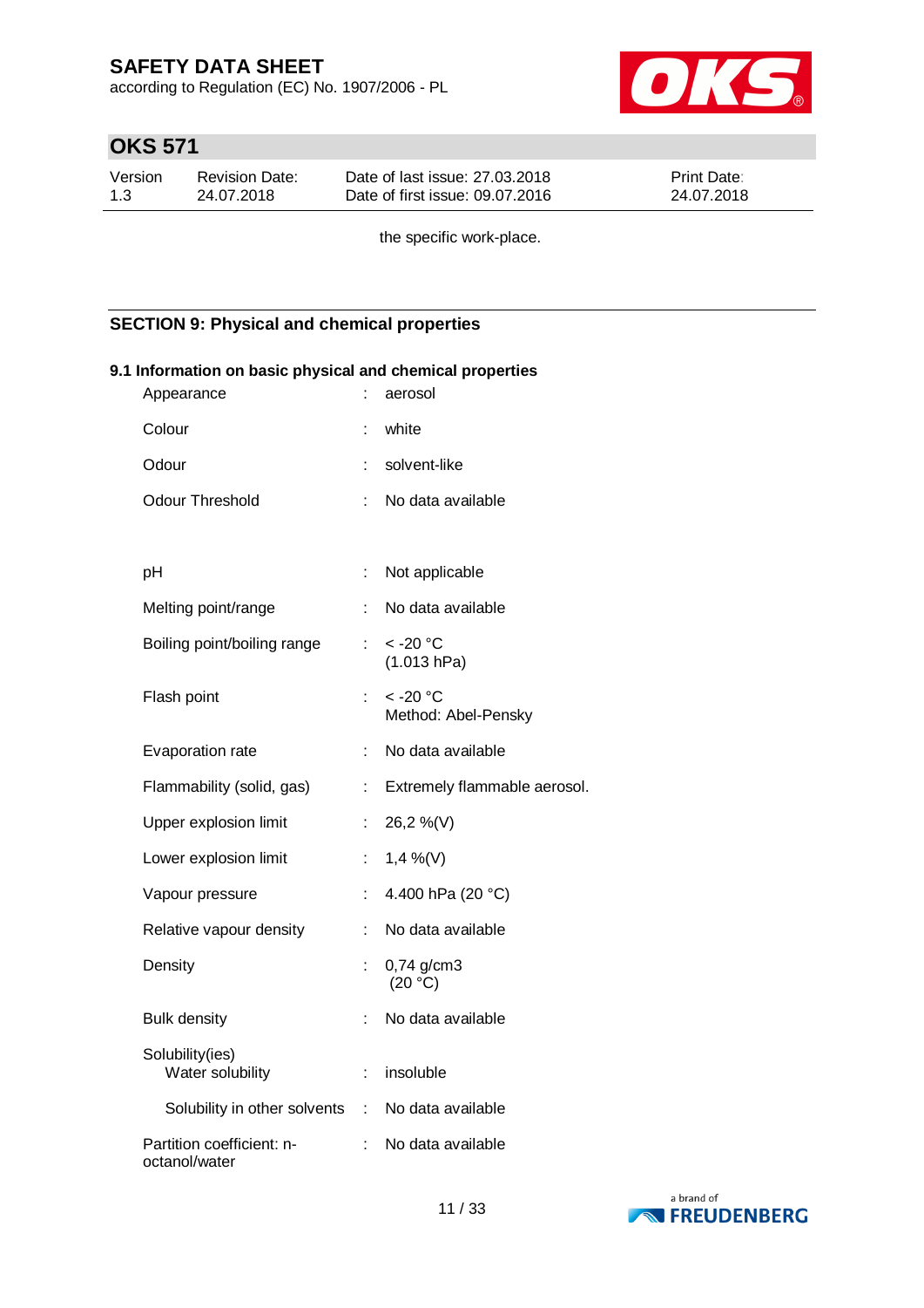the specific work-place.

## SECTION 9: Physical and chemical properties

### 9.1 Information on basic physical and chemical properties

| Property | | Value |
|---|---|---|
| Appearance | : | aerosol |
| Colour | : | white |
| Odour | : | solvent-like |
| Odour Threshold | : | No data available |
| pH | : | Not applicable |
| Melting point/range | : | No data available |
| Boiling point/boiling range | : | < -20 °C (1.013 hPa) |
| Flash point | : | < -20 °C Method: Abel-Pensky |
| Evaporation rate | : | No data available |
| Flammability (solid, gas) | : | Extremely flammable aerosol. |
| Upper explosion limit | : | 26,2 %(V) |
| Lower explosion limit | : | 1,4 %(V) |
| Vapour pressure | : | 4.400 hPa (20 °C) |
| Relative vapour density | : | No data available |
| Density | : | 0,74 g/cm3 (20 °C) |
| Bulk density | : | No data available |
| Solubility(ies) Water solubility | : | insoluble |
| Solubility in other solvents | : | No data available |
| Partition coefficient: n-octanol/water | : | No data available |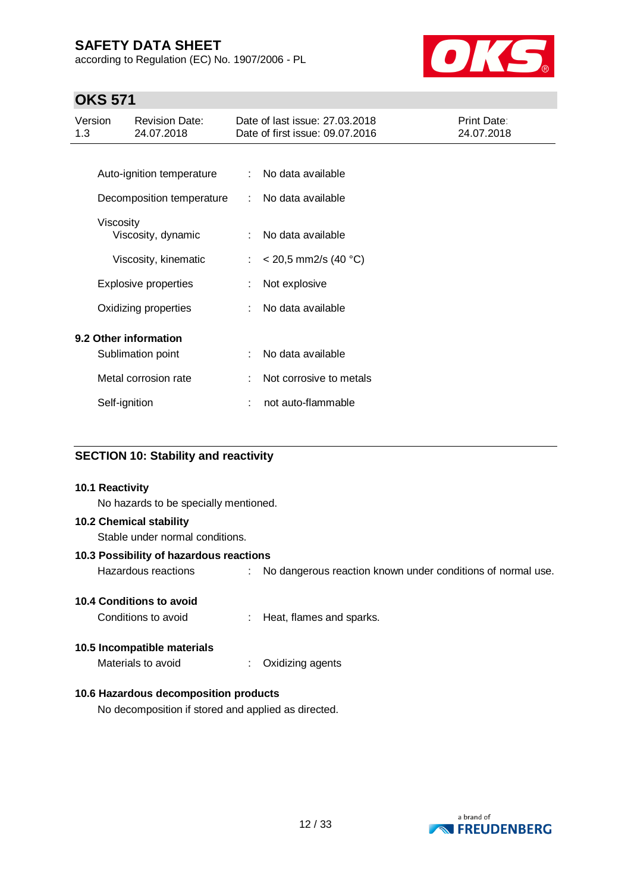| | | |
|---|---|---|
| Auto-ignition temperature | : | No data available |
| Decomposition temperature | : | No data available |
| Viscosity | | |
| Viscosity, dynamic | : | No data available |
| Viscosity, kinematic | : | < 20,5 mm2/s (40 °C) |
| Explosive properties | : | Not explosive |
| Oxidizing properties | : | No data available |

**9.2 Other information**

| | | |
|---|---|---|
| Sublimation point | : | No data available |
| Metal corrosion rate | : | Not corrosive to metals |
| Self-ignition | : | not auto-flammable |

## SECTION 10: Stability and reactivity

**10.1 Reactivity**

No hazards to be specially mentioned.

**10.2 Chemical stability**

Stable under normal conditions.

**10.3 Possibility of hazardous reactions**

Hazardous reactions : No dangerous reaction known under conditions of normal use.

**10.4 Conditions to avoid**

Conditions to avoid : Heat, flames and sparks.

**10.5 Incompatible materials**

Materials to avoid : Oxidizing agents

**10.6 Hazardous decomposition products**

No decomposition if stored and applied as directed.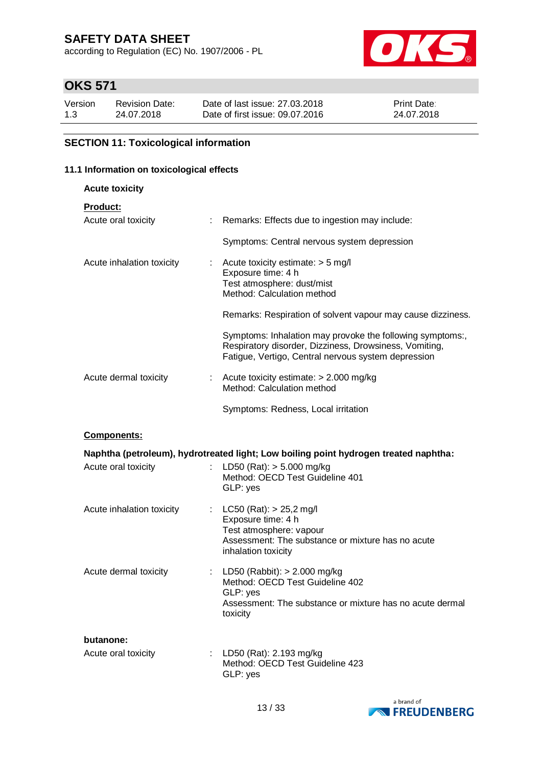## SECTION 11: Toxicological information

### 11.1 Information on toxicological effects

**Acute toxicity**

**Product:**

| | | |
|---|---|---|
| Acute oral toxicity | : | Remarks: Effects due to ingestion may include: |
| | | Symptoms: Central nervous system depression |
| Acute inhalation toxicity | : | Acute toxicity estimate: > 5 mg/l<br>Exposure time: 4 h<br>Test atmosphere: dust/mist<br>Method: Calculation method |
| | | Remarks: Respiration of solvent vapour may cause dizziness. |
| | | Symptoms: Inhalation may provoke the following symptoms:, Respiratory disorder, Dizziness, Drowsiness, Vomiting, Fatigue, Vertigo, Central nervous system depression |
| Acute dermal toxicity | : | Acute toxicity estimate: > 2.000 mg/kg<br>Method: Calculation method |
| | | Symptoms: Redness, Local irritation |

**Components:**

**Naphtha (petroleum), hydrotreated light; Low boiling point hydrogen treated naphtha:**

| | | |
|---|---|---|
| Acute oral toxicity | : | LD50 (Rat): > 5.000 mg/kg<br>Method: OECD Test Guideline 401<br>GLP: yes |
| Acute inhalation toxicity | : | LC50 (Rat): > 25,2 mg/l<br>Exposure time: 4 h<br>Test atmosphere: vapour<br>Assessment: The substance or mixture has no acute inhalation toxicity |
| Acute dermal toxicity | : | LD50 (Rabbit): > 2.000 mg/kg<br>Method: OECD Test Guideline 402<br>GLP: yes<br>Assessment: The substance or mixture has no acute dermal toxicity |

**butanone:**

| | | |
|---|---|---|
| Acute oral toxicity | : | LD50 (Rat): 2.193 mg/kg<br>Method: OECD Test Guideline 423<br>GLP: yes |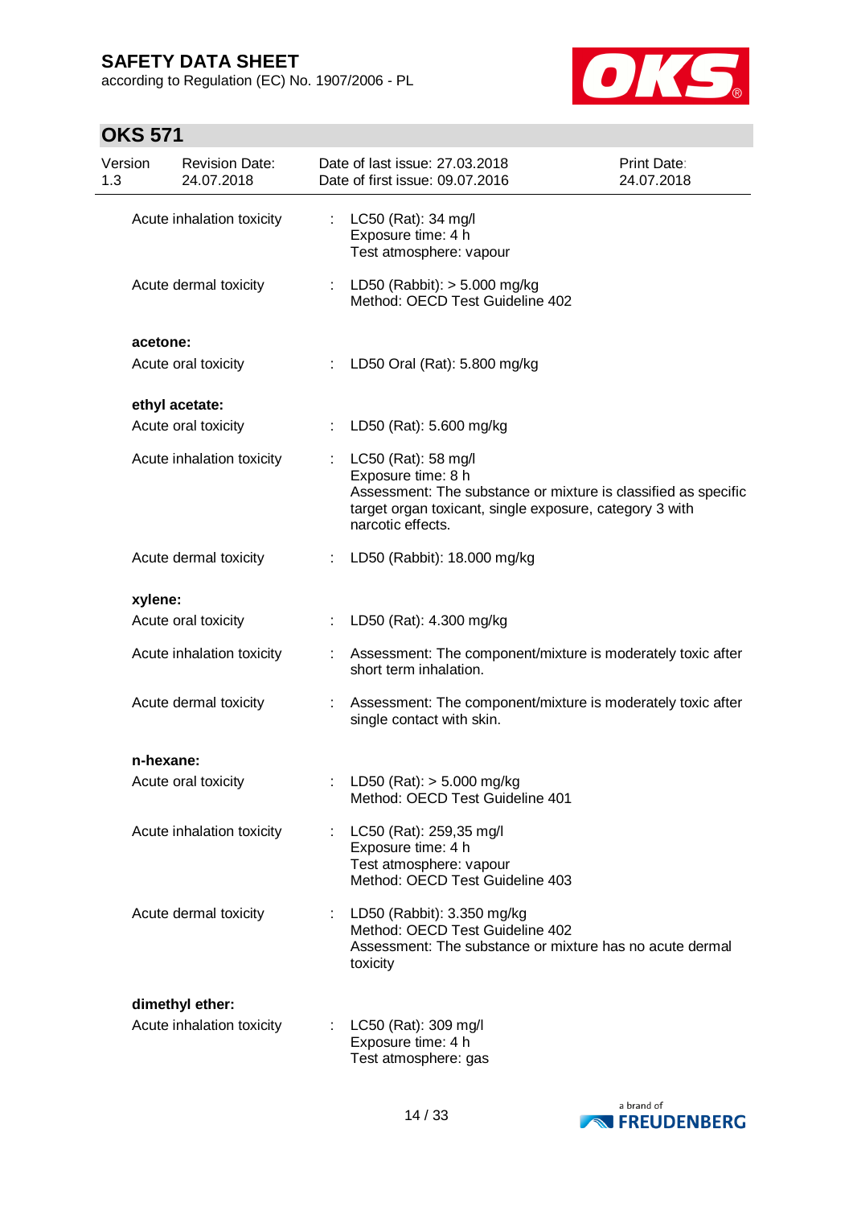Acute inhalation toxicity : LC50 (Rat): 34 mg/l
Exposure time: 4 h
Test atmosphere: vapour

Acute dermal toxicity : LD50 (Rabbit): > 5.000 mg/kg
Method: OECD Test Guideline 402

**acetone:**

Acute oral toxicity : LD50 Oral (Rat): 5.800 mg/kg

**ethyl acetate:**

Acute oral toxicity : LD50 (Rat): 5.600 mg/kg

Acute inhalation toxicity : LC50 (Rat): 58 mg/l
Exposure time: 8 h
Assessment: The substance or mixture is classified as specific target organ toxicant, single exposure, category 3 with narcotic effects.

Acute dermal toxicity : LD50 (Rabbit): 18.000 mg/kg

**xylene:**

Acute oral toxicity : LD50 (Rat): 4.300 mg/kg

Acute inhalation toxicity : Assessment: The component/mixture is moderately toxic after short term inhalation.

Acute dermal toxicity : Assessment: The component/mixture is moderately toxic after single contact with skin.

**n-hexane:**

Acute oral toxicity : LD50 (Rat): > 5.000 mg/kg
Method: OECD Test Guideline 401

Acute inhalation toxicity : LC50 (Rat): 259,35 mg/l
Exposure time: 4 h
Test atmosphere: vapour
Method: OECD Test Guideline 403

Acute dermal toxicity : LD50 (Rabbit): 3.350 mg/kg
Method: OECD Test Guideline 402
Assessment: The substance or mixture has no acute dermal toxicity

**dimethyl ether:**

Acute inhalation toxicity : LC50 (Rat): 309 mg/l
Exposure time: 4 h
Test atmosphere: gas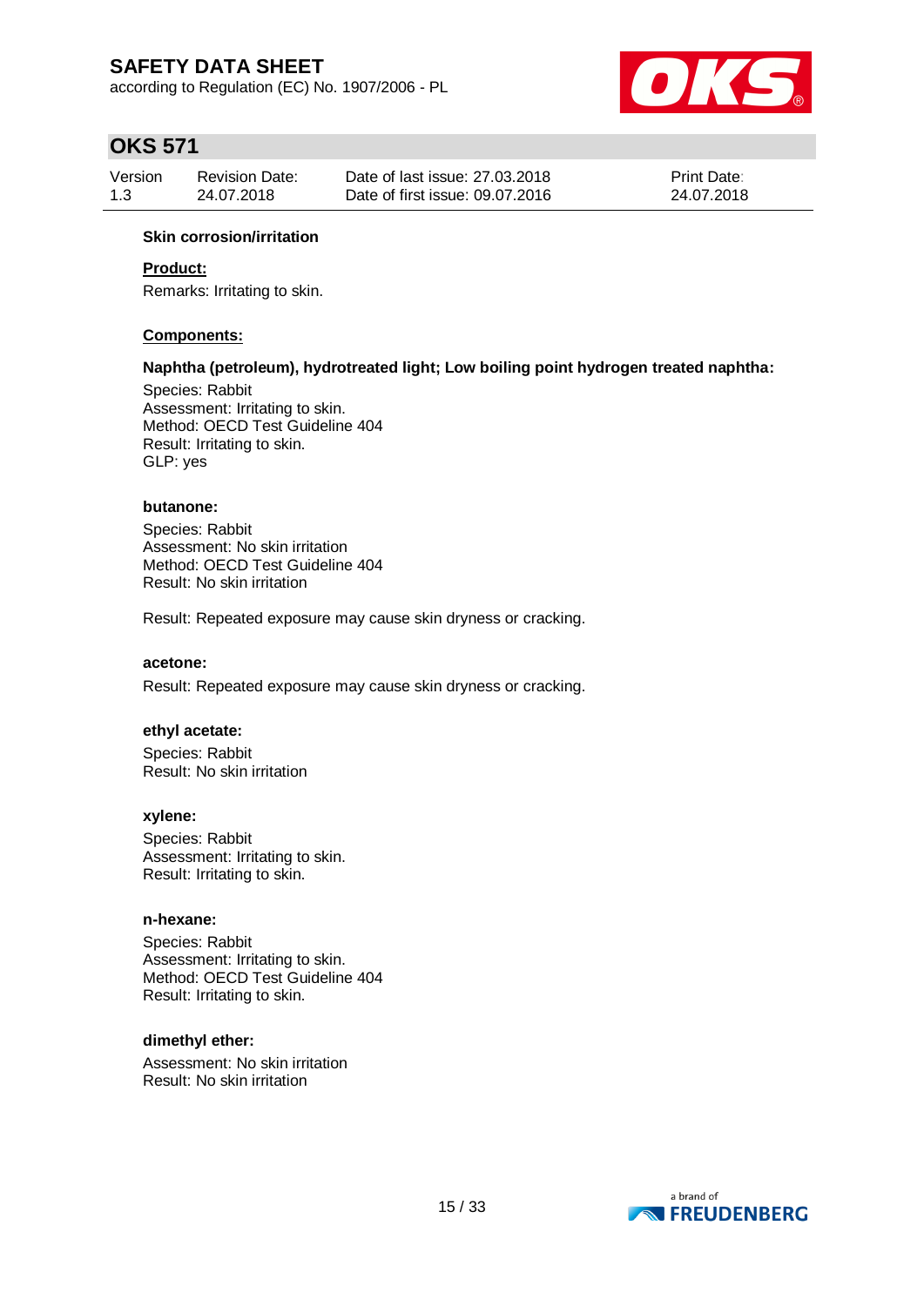### Skin corrosion/irritation

**Product:**

Remarks: Irritating to skin.

**Components:**

**Naphtha (petroleum), hydrotreated light; Low boiling point hydrogen treated naphtha:**

Species: Rabbit
Assessment: Irritating to skin.
Method: OECD Test Guideline 404
Result: Irritating to skin.
GLP: yes

**butanone:**

Species: Rabbit
Assessment: No skin irritation
Method: OECD Test Guideline 404
Result: No skin irritation

Result: Repeated exposure may cause skin dryness or cracking.

**acetone:**

Result: Repeated exposure may cause skin dryness or cracking.

**ethyl acetate:**

Species: Rabbit
Result: No skin irritation

**xylene:**

Species: Rabbit
Assessment: Irritating to skin.
Result: Irritating to skin.

**n-hexane:**

Species: Rabbit
Assessment: Irritating to skin.
Method: OECD Test Guideline 404
Result: Irritating to skin.

**dimethyl ether:**

Assessment: No skin irritation
Result: No skin irritation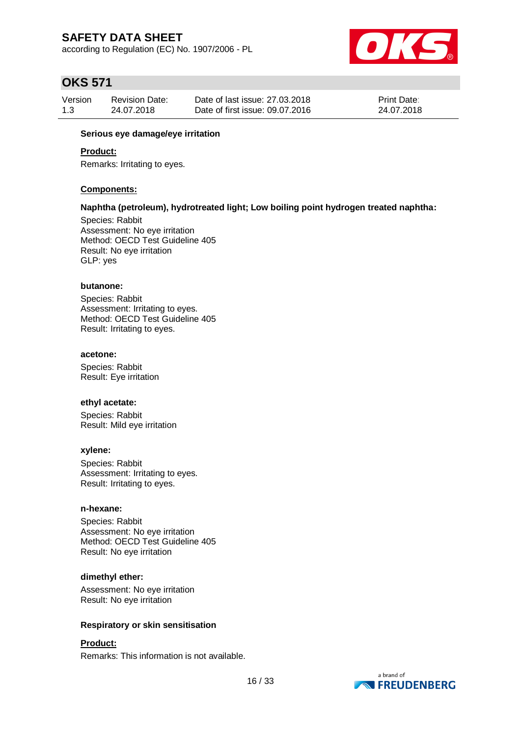**Serious eye damage/eye irritation**

**Product:**

Remarks: Irritating to eyes.

**Components:**

**Naphtha (petroleum), hydrotreated light; Low boiling point hydrogen treated naphtha:**

Species: Rabbit
Assessment: No eye irritation
Method: OECD Test Guideline 405
Result: No eye irritation
GLP: yes

**butanone:**

Species: Rabbit
Assessment: Irritating to eyes.
Method: OECD Test Guideline 405
Result: Irritating to eyes.

**acetone:**

Species: Rabbit
Result: Eye irritation

**ethyl acetate:**

Species: Rabbit
Result: Mild eye irritation

**xylene:**

Species: Rabbit
Assessment: Irritating to eyes.
Result: Irritating to eyes.

**n-hexane:**

Species: Rabbit
Assessment: No eye irritation
Method: OECD Test Guideline 405
Result: No eye irritation

**dimethyl ether:**

Assessment: No eye irritation
Result: No eye irritation

**Respiratory or skin sensitisation**

**Product:**

Remarks: This information is not available.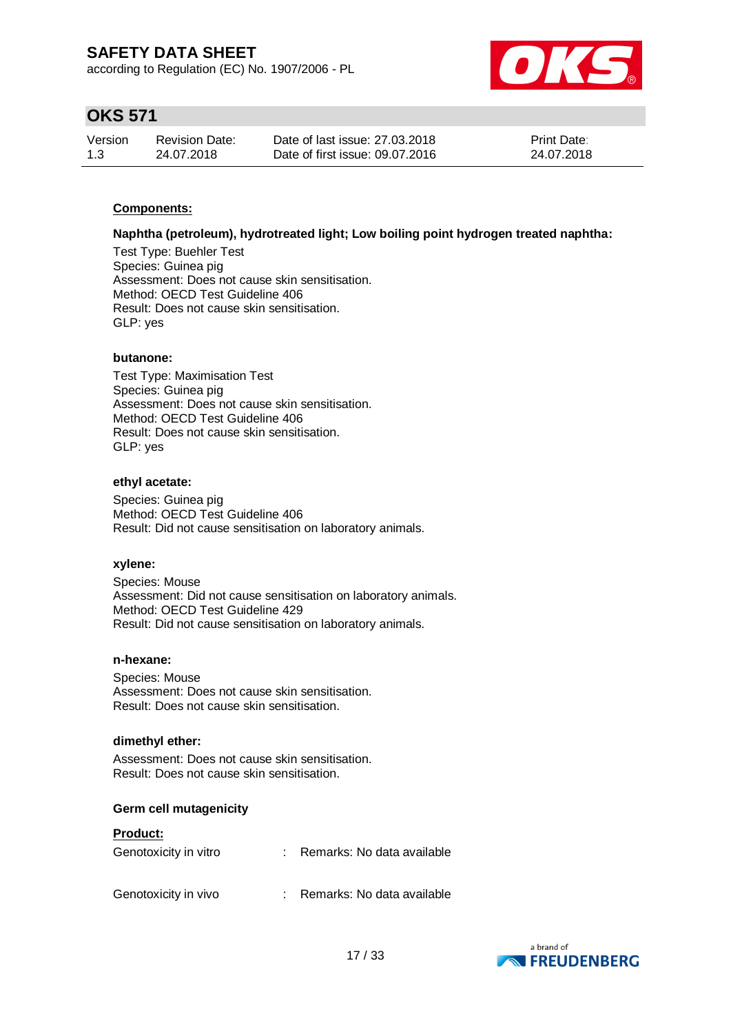**Components:**

**Naphtha (petroleum), hydrotreated light; Low boiling point hydrogen treated naphtha:**

Test Type: Buehler Test
Species: Guinea pig
Assessment: Does not cause skin sensitisation.
Method: OECD Test Guideline 406
Result: Does not cause skin sensitisation.
GLP: yes

**butanone:**

Test Type: Maximisation Test
Species: Guinea pig
Assessment: Does not cause skin sensitisation.
Method: OECD Test Guideline 406
Result: Does not cause skin sensitisation.
GLP: yes

**ethyl acetate:**

Species: Guinea pig
Method: OECD Test Guideline 406
Result: Did not cause sensitisation on laboratory animals.

**xylene:**

Species: Mouse
Assessment: Did not cause sensitisation on laboratory animals.
Method: OECD Test Guideline 429
Result: Did not cause sensitisation on laboratory animals.

**n-hexane:**

Species: Mouse
Assessment: Does not cause skin sensitisation.
Result: Does not cause skin sensitisation.

**dimethyl ether:**

Assessment: Does not cause skin sensitisation.
Result: Does not cause skin sensitisation.

**Germ cell mutagenicity**

**Product:**

Genotoxicity in vitro : Remarks: No data available

Genotoxicity in vivo : Remarks: No data available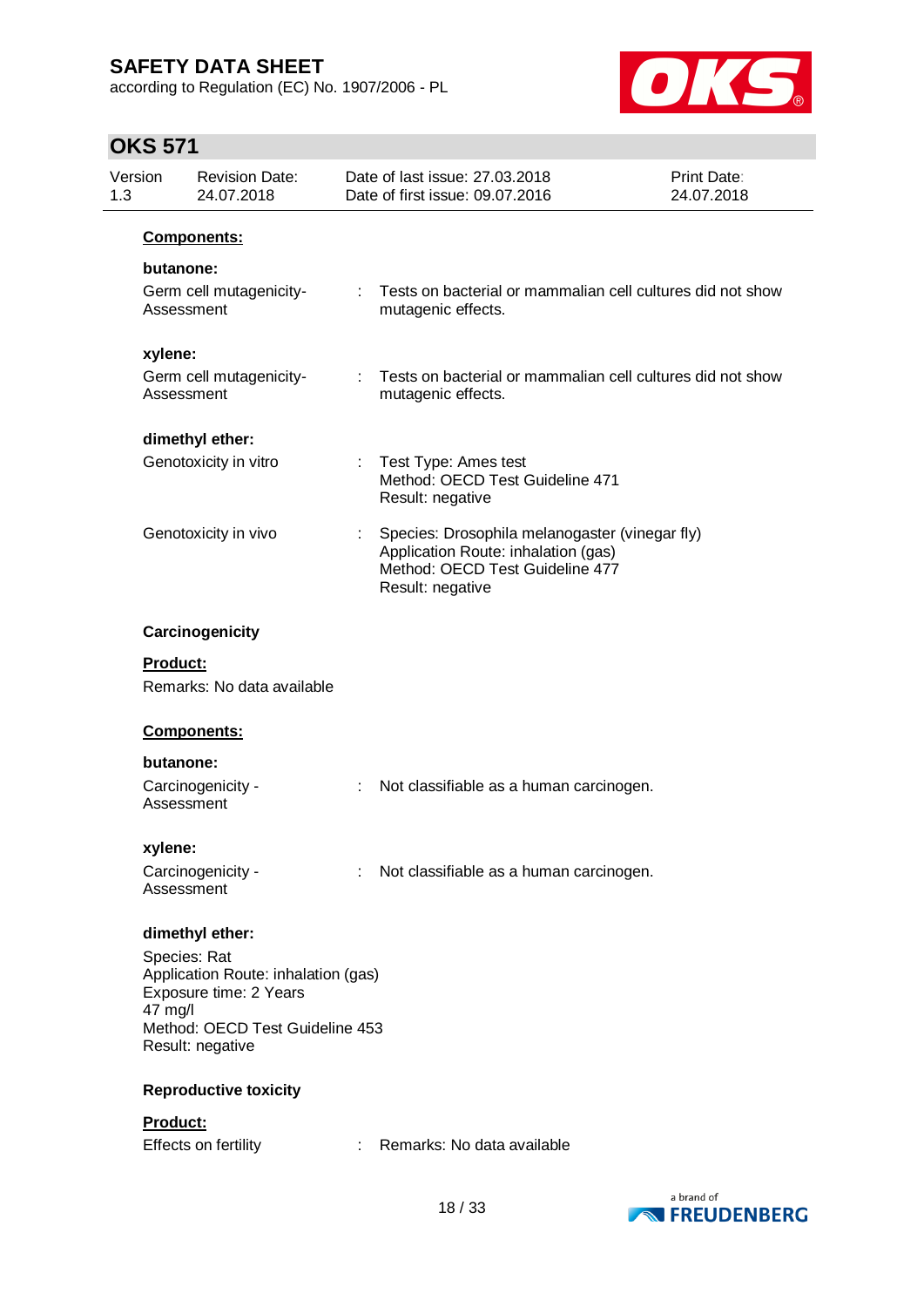**Components:**

**butanone:**

Germ cell mutagenicity- Assessment : Tests on bacterial or mammalian cell cultures did not show mutagenic effects.

**xylene:**

Germ cell mutagenicity- Assessment : Tests on bacterial or mammalian cell cultures did not show mutagenic effects.

**dimethyl ether:**

Genotoxicity in vitro : Test Type: Ames test
Method: OECD Test Guideline 471
Result: negative

Genotoxicity in vivo : Species: Drosophila melanogaster (vinegar fly)
Application Route: inhalation (gas)
Method: OECD Test Guideline 477
Result: negative

**Carcinogenicity**

**Product:**

Remarks: No data available

**Components:**

**butanone:**

Carcinogenicity - Assessment : Not classifiable as a human carcinogen.

**xylene:**

Carcinogenicity - Assessment : Not classifiable as a human carcinogen.

**dimethyl ether:**

Species: Rat
Application Route: inhalation (gas)
Exposure time: 2 Years
47 mg/l
Method: OECD Test Guideline 453
Result: negative

**Reproductive toxicity**

**Product:**

Effects on fertility : Remarks: No data available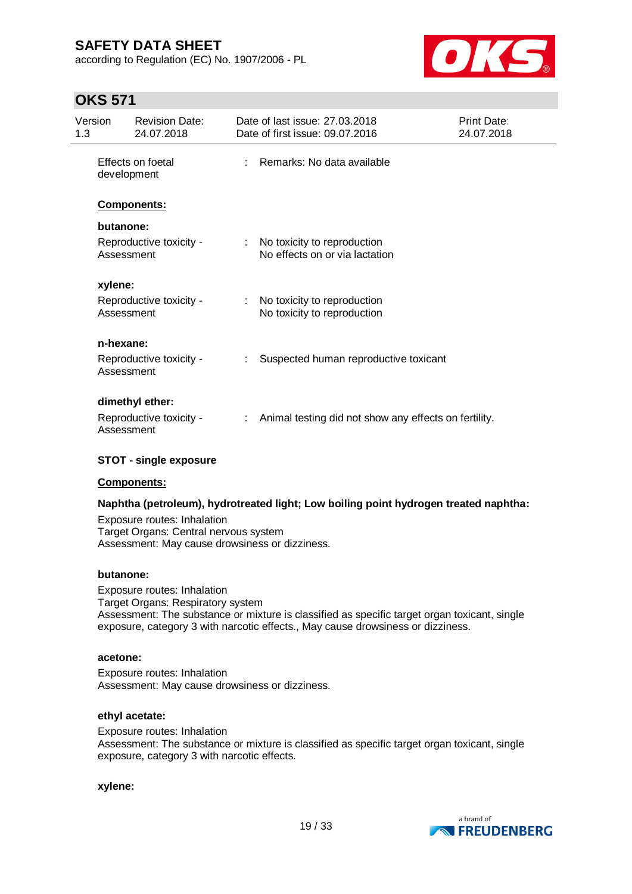| | | |
|---|---|---|
| Effects on foetal development | : | Remarks: No data available |

**Components:**

**butanone:**

| | | |
|---|---|---|
| Reproductive toxicity - Assessment | : | No toxicity to reproduction<br>No effects on or via lactation |

**xylene:**

| | | |
|---|---|---|
| Reproductive toxicity - Assessment | : | No toxicity to reproduction<br>No toxicity to reproduction |

**n-hexane:**

| | | |
|---|---|---|
| Reproductive toxicity - Assessment | : | Suspected human reproductive toxicant |

**dimethyl ether:**

| | | |
|---|---|---|
| Reproductive toxicity - Assessment | : | Animal testing did not show any effects on fertility. |

**STOT - single exposure**

**Components:**

**Naphtha (petroleum), hydrotreated light; Low boiling point hydrogen treated naphtha:**

Exposure routes: Inhalation
Target Organs: Central nervous system
Assessment: May cause drowsiness or dizziness.

**butanone:**

Exposure routes: Inhalation
Target Organs: Respiratory system
Assessment: The substance or mixture is classified as specific target organ toxicant, single exposure, category 3 with narcotic effects., May cause drowsiness or dizziness.

**acetone:**

Exposure routes: Inhalation
Assessment: May cause drowsiness or dizziness.

**ethyl acetate:**

Exposure routes: Inhalation
Assessment: The substance or mixture is classified as specific target organ toxicant, single exposure, category 3 with narcotic effects.

**xylene:**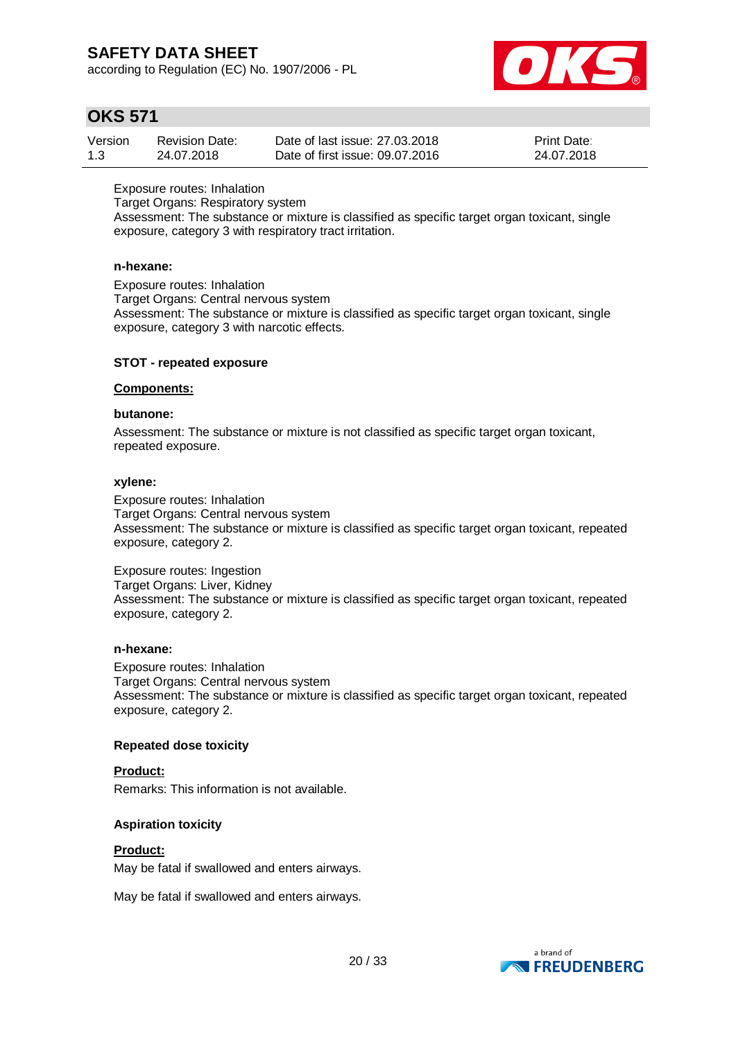Exposure routes: Inhalation
Target Organs: Respiratory system
Assessment: The substance or mixture is classified as specific target organ toxicant, single exposure, category 3 with respiratory tract irritation.

**n-hexane:**

Exposure routes: Inhalation
Target Organs: Central nervous system
Assessment: The substance or mixture is classified as specific target organ toxicant, single exposure, category 3 with narcotic effects.

**STOT - repeated exposure**

**Components:**

**butanone:**

Assessment: The substance or mixture is not classified as specific target organ toxicant, repeated exposure.

**xylene:**

Exposure routes: Inhalation
Target Organs: Central nervous system
Assessment: The substance or mixture is classified as specific target organ toxicant, repeated exposure, category 2.

Exposure routes: Ingestion
Target Organs: Liver, Kidney
Assessment: The substance or mixture is classified as specific target organ toxicant, repeated exposure, category 2.

**n-hexane:**

Exposure routes: Inhalation
Target Organs: Central nervous system
Assessment: The substance or mixture is classified as specific target organ toxicant, repeated exposure, category 2.

**Repeated dose toxicity**

**Product:**

Remarks: This information is not available.

**Aspiration toxicity**

**Product:**

May be fatal if swallowed and enters airways.

May be fatal if swallowed and enters airways.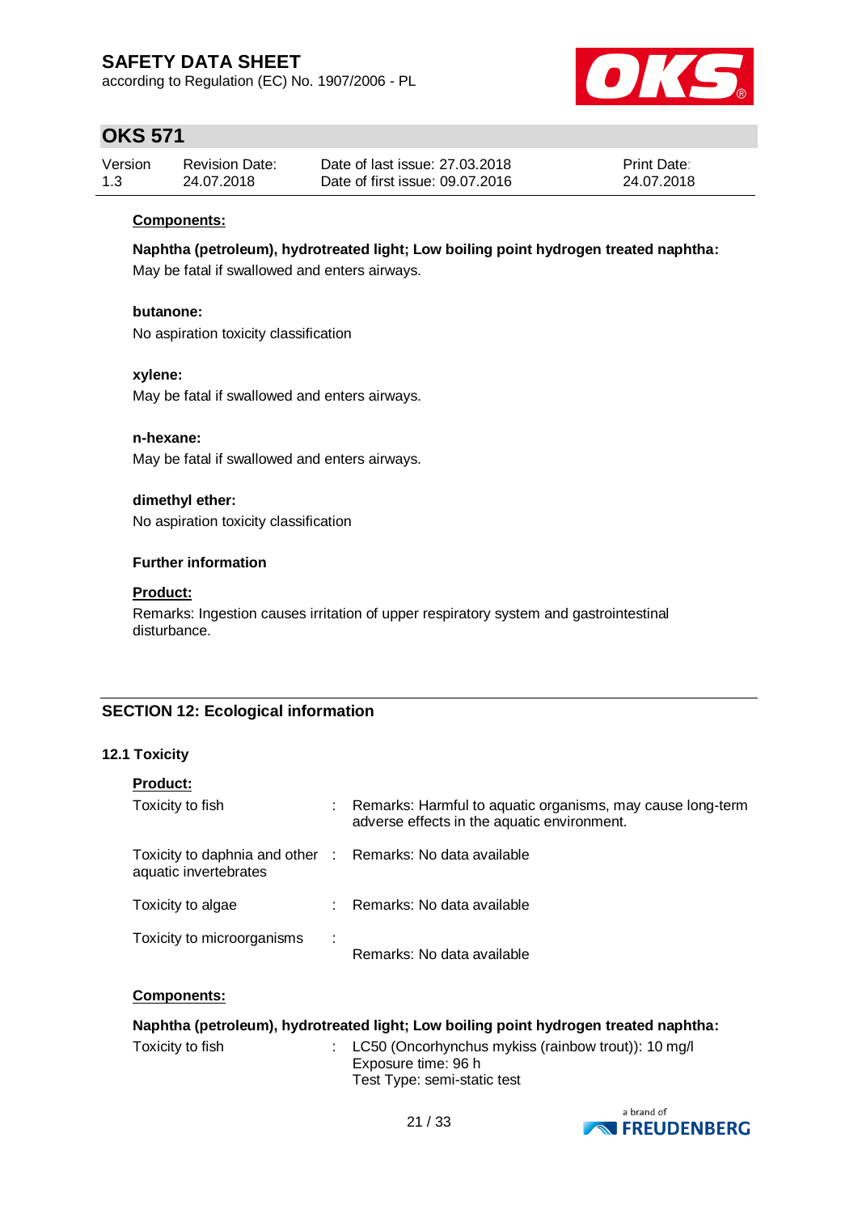**Components:**

**Naphtha (petroleum), hydrotreated light; Low boiling point hydrogen treated naphtha:**
May be fatal if swallowed and enters airways.

**butanone:**
No aspiration toxicity classification

**xylene:**
May be fatal if swallowed and enters airways.

**n-hexane:**
May be fatal if swallowed and enters airways.

**dimethyl ether:**
No aspiration toxicity classification

**Further information**

**Product:**
Remarks: Ingestion causes irritation of upper respiratory system and gastrointestinal disturbance.

## SECTION 12: Ecological information

### 12.1 Toxicity

**Product:**

| | | |
|---|---|---|
| Toxicity to fish | : | Remarks: Harmful to aquatic organisms, may cause long-term adverse effects in the aquatic environment. |
| Toxicity to daphnia and other aquatic invertebrates | : | Remarks: No data available |
| Toxicity to algae | : | Remarks: No data available |
| Toxicity to microorganisms | : | Remarks: No data available |

**Components:**

**Naphtha (petroleum), hydrotreated light; Low boiling point hydrogen treated naphtha:**

| | | |
|---|---|---|
| Toxicity to fish | : | LC50 (Oncorhynchus mykiss (rainbow trout)): 10 mg/l<br>Exposure time: 96 h<br>Test Type: semi-static test |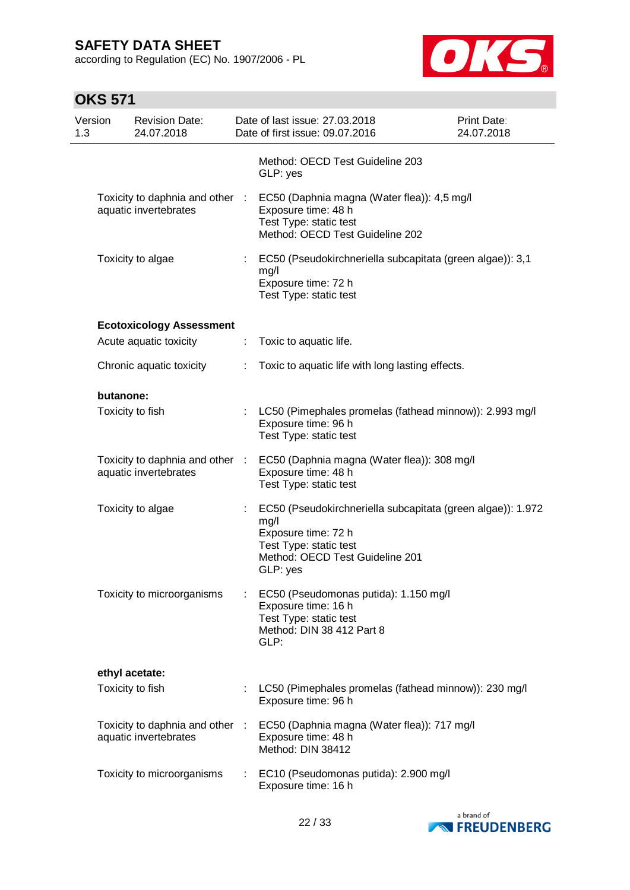Method: OECD Test Guideline 203
GLP: yes

Toxicity to daphnia and other aquatic invertebrates : EC50 (Daphnia magna (Water flea)): 4,5 mg/l
Exposure time: 48 h
Test Type: static test
Method: OECD Test Guideline 202

Toxicity to algae : EC50 (Pseudokirchneriella subcapitata (green algae)): 3,1 mg/l
Exposure time: 72 h
Test Type: static test

**Ecotoxicology Assessment**

Acute aquatic toxicity : Toxic to aquatic life.

Chronic aquatic toxicity : Toxic to aquatic life with long lasting effects.

**butanone:**

Toxicity to fish : LC50 (Pimephales promelas (fathead minnow)): 2.993 mg/l
Exposure time: 96 h
Test Type: static test

Toxicity to daphnia and other aquatic invertebrates : EC50 (Daphnia magna (Water flea)): 308 mg/l
Exposure time: 48 h
Test Type: static test

Toxicity to algae : EC50 (Pseudokirchneriella subcapitata (green algae)): 1.972 mg/l
Exposure time: 72 h
Test Type: static test
Method: OECD Test Guideline 201
GLP: yes

Toxicity to microorganisms : EC50 (Pseudomonas putida): 1.150 mg/l
Exposure time: 16 h
Test Type: static test
Method: DIN 38 412 Part 8
GLP:

**ethyl acetate:**

Toxicity to fish : LC50 (Pimephales promelas (fathead minnow)): 230 mg/l
Exposure time: 96 h

Toxicity to daphnia and other aquatic invertebrates : EC50 (Daphnia magna (Water flea)): 717 mg/l
Exposure time: 48 h
Method: DIN 38412

Toxicity to microorganisms : EC10 (Pseudomonas putida): 2.900 mg/l
Exposure time: 16 h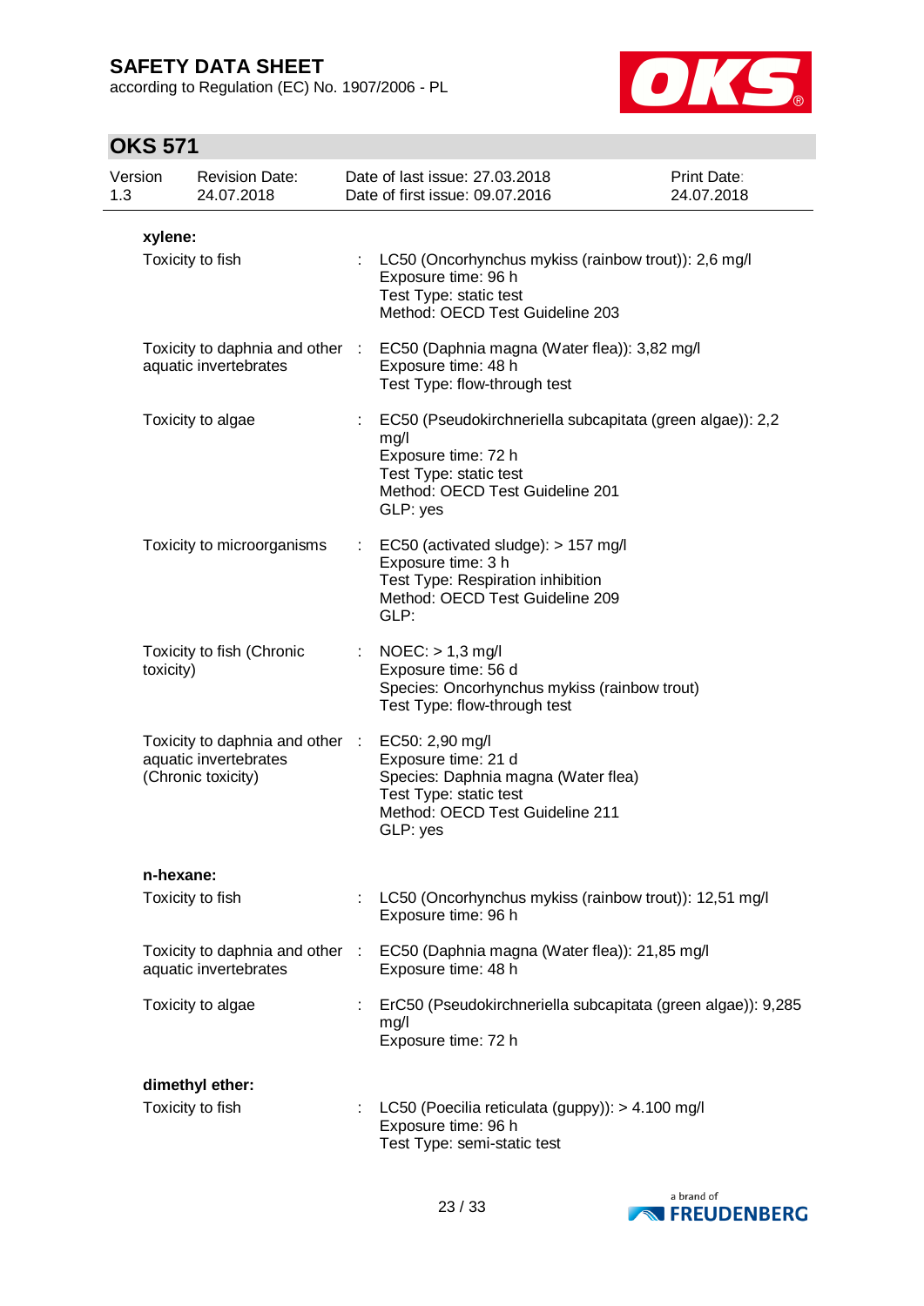**xylene:**

Toxicity to fish : LC50 (Oncorhynchus mykiss (rainbow trout)): 2,6 mg/l
Exposure time: 96 h
Test Type: static test
Method: OECD Test Guideline 203

Toxicity to daphnia and other aquatic invertebrates : EC50 (Daphnia magna (Water flea)): 3,82 mg/l
Exposure time: 48 h
Test Type: flow-through test

Toxicity to algae : EC50 (Pseudokirchneriella subcapitata (green algae)): 2,2 mg/l
Exposure time: 72 h
Test Type: static test
Method: OECD Test Guideline 201
GLP: yes

Toxicity to microorganisms : EC50 (activated sludge): > 157 mg/l
Exposure time: 3 h
Test Type: Respiration inhibition
Method: OECD Test Guideline 209
GLP:

Toxicity to fish (Chronic toxicity) : NOEC: > 1,3 mg/l
Exposure time: 56 d
Species: Oncorhynchus mykiss (rainbow trout)
Test Type: flow-through test

Toxicity to daphnia and other aquatic invertebrates (Chronic toxicity) : EC50: 2,90 mg/l
Exposure time: 21 d
Species: Daphnia magna (Water flea)
Test Type: static test
Method: OECD Test Guideline 211
GLP: yes

**n-hexane:**

Toxicity to fish : LC50 (Oncorhynchus mykiss (rainbow trout)): 12,51 mg/l
Exposure time: 96 h

Toxicity to daphnia and other aquatic invertebrates : EC50 (Daphnia magna (Water flea)): 21,85 mg/l
Exposure time: 48 h

Toxicity to algae : ErC50 (Pseudokirchneriella subcapitata (green algae)): 9,285 mg/l
Exposure time: 72 h

**dimethyl ether:**

Toxicity to fish : LC50 (Poecilia reticulata (guppy)): > 4.100 mg/l
Exposure time: 96 h
Test Type: semi-static test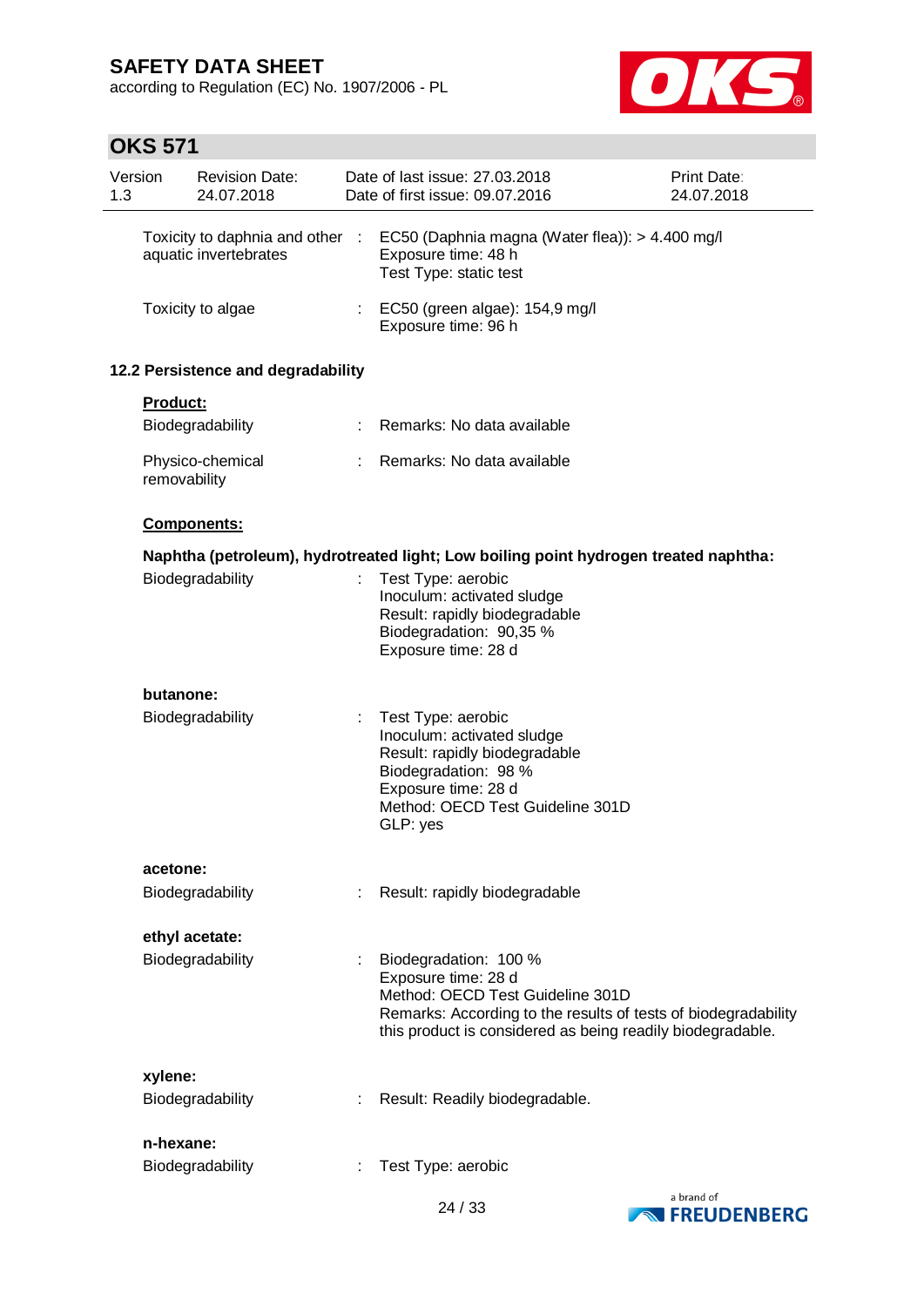| | | |
|---|---|---|
| Toxicity to daphnia and other aquatic invertebrates | : | EC50 (Daphnia magna (Water flea)): > 4.400 mg/l<br>Exposure time: 48 h<br>Test Type: static test |
| Toxicity to algae | : | EC50 (green algae): 154,9 mg/l<br>Exposure time: 96 h |

### 12.2 Persistence and degradability

**Product:**

| | | |
|---|---|---|
| Biodegradability | : | Remarks: No data available |
| Physico-chemical removability | : | Remarks: No data available |

**Components:**

**Naphtha (petroleum), hydrotreated light; Low boiling point hydrogen treated naphtha:**

| | | |
|---|---|---|
| Biodegradability | : | Test Type: aerobic<br>Inoculum: activated sludge<br>Result: rapidly biodegradable<br>Biodegradation: 90,35 %<br>Exposure time: 28 d |

**butanone:**

| | | |
|---|---|---|
| Biodegradability | : | Test Type: aerobic<br>Inoculum: activated sludge<br>Result: rapidly biodegradable<br>Biodegradation: 98 %<br>Exposure time: 28 d<br>Method: OECD Test Guideline 301D<br>GLP: yes |

**acetone:**

| | | |
|---|---|---|
| Biodegradability | : | Result: rapidly biodegradable |

**ethyl acetate:**

| | | |
|---|---|---|
| Biodegradability | : | Biodegradation: 100 %<br>Exposure time: 28 d<br>Method: OECD Test Guideline 301D<br>Remarks: According to the results of tests of biodegradability this product is considered as being readily biodegradable. |

**xylene:**

| | | |
|---|---|---|
| Biodegradability | : | Result: Readily biodegradable. |

**n-hexane:**

| | | |
|---|---|---|
| Biodegradability | : | Test Type: aerobic |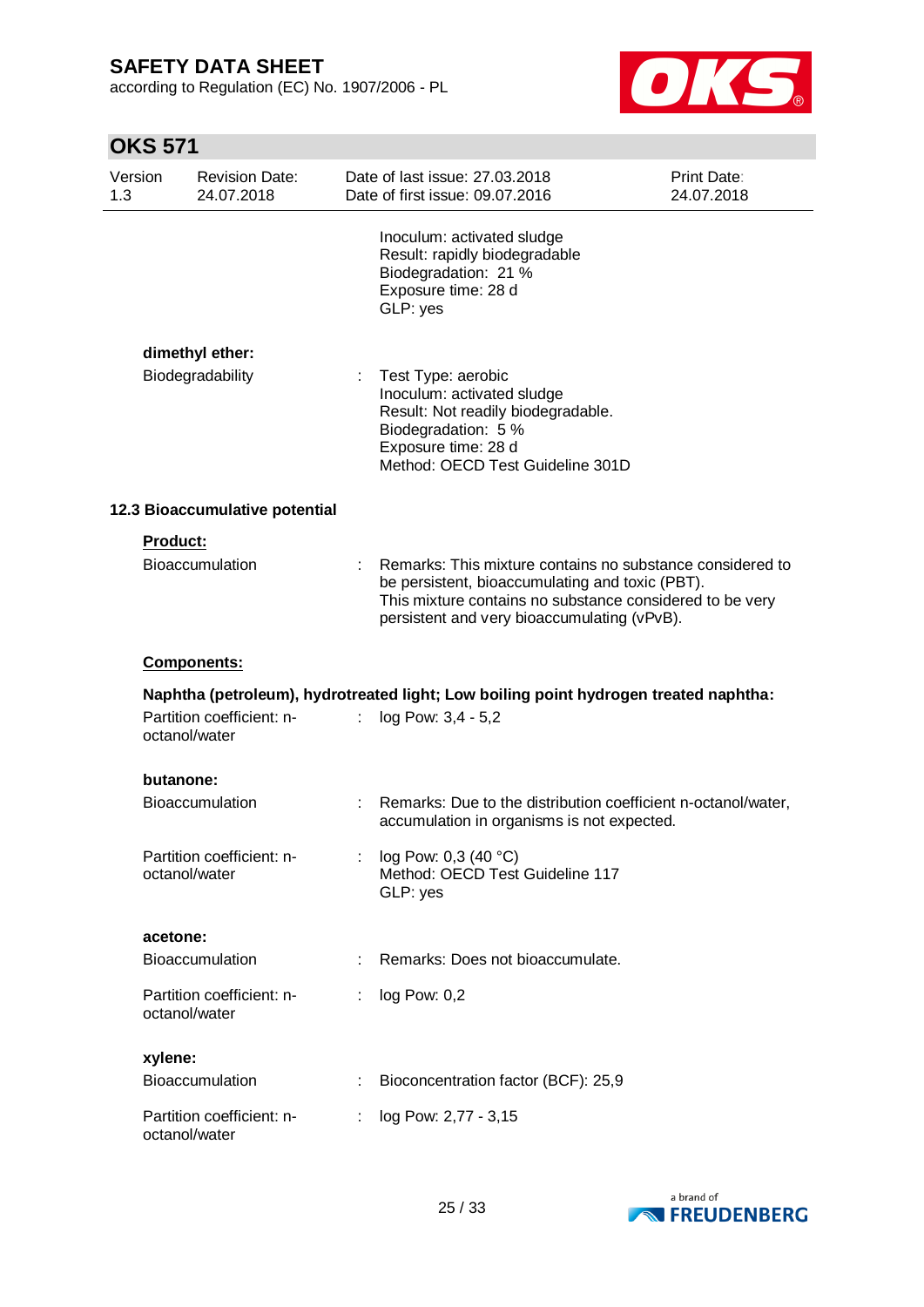Inoculum: activated sludge
Result: rapidly biodegradable
Biodegradation: 21 %
Exposure time: 28 d
GLP: yes

**dimethyl ether:**

Biodegradability : Test Type: aerobic
Inoculum: activated sludge
Result: Not readily biodegradable.
Biodegradation: 5 %
Exposure time: 28 d
Method: OECD Test Guideline 301D

### 12.3 Bioaccumulative potential

**Product:**

Bioaccumulation : Remarks: This mixture contains no substance considered to be persistent, bioaccumulating and toxic (PBT).
This mixture contains no substance considered to be very persistent and very bioaccumulating (vPvB).

**Components:**

**Naphtha (petroleum), hydrotreated light; Low boiling point hydrogen treated naphtha:**

Partition coefficient: n-octanol/water : log Pow: 3,4 - 5,2

**butanone:**

Bioaccumulation : Remarks: Due to the distribution coefficient n-octanol/water, accumulation in organisms is not expected.

Partition coefficient: n-octanol/water : log Pow: 0,3 (40 °C)
Method: OECD Test Guideline 117
GLP: yes

**acetone:**

Bioaccumulation : Remarks: Does not bioaccumulate.

Partition coefficient: n-octanol/water : log Pow: 0,2

**xylene:**

Bioaccumulation : Bioconcentration factor (BCF): 25,9

Partition coefficient: n-octanol/water : log Pow: 2,77 - 3,15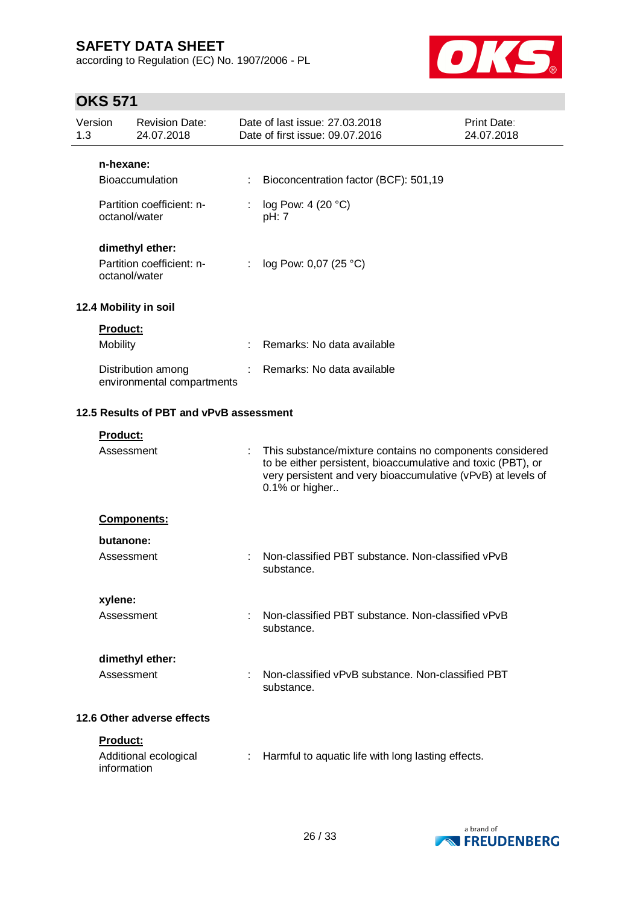**n-hexane:**

| | | |
|---|---|---|
| Bioaccumulation | : | Bioconcentration factor (BCF): 501,19 |
| Partition coefficient: n-octanol/water | : | log Pow: 4 (20 °C)<br>pH: 7 |

**dimethyl ether:**

| | | |
|---|---|---|
| Partition coefficient: n-octanol/water | : | log Pow: 0,07 (25 °C) |

### 12.4 Mobility in soil

**Product:**

| | | |
|---|---|---|
| Mobility | : | Remarks: No data available |
| Distribution among environmental compartments | : | Remarks: No data available |

### 12.5 Results of PBT and vPvB assessment

**Product:**

| | | |
|---|---|---|
| Assessment | : | This substance/mixture contains no components considered to be either persistent, bioaccumulative and toxic (PBT), or very persistent and very bioaccumulative (vPvB) at levels of 0.1% or higher.. |

**Components:**

**butanone:**

| | | |
|---|---|---|
| Assessment | : | Non-classified PBT substance. Non-classified vPvB substance. |

**xylene:**

| | | |
|---|---|---|
| Assessment | : | Non-classified PBT substance. Non-classified vPvB substance. |

**dimethyl ether:**

| | | |
|---|---|---|
| Assessment | : | Non-classified vPvB substance. Non-classified PBT substance. |

### 12.6 Other adverse effects

**Product:**

| | | |
|---|---|---|
| Additional ecological information | : | Harmful to aquatic life with long lasting effects. |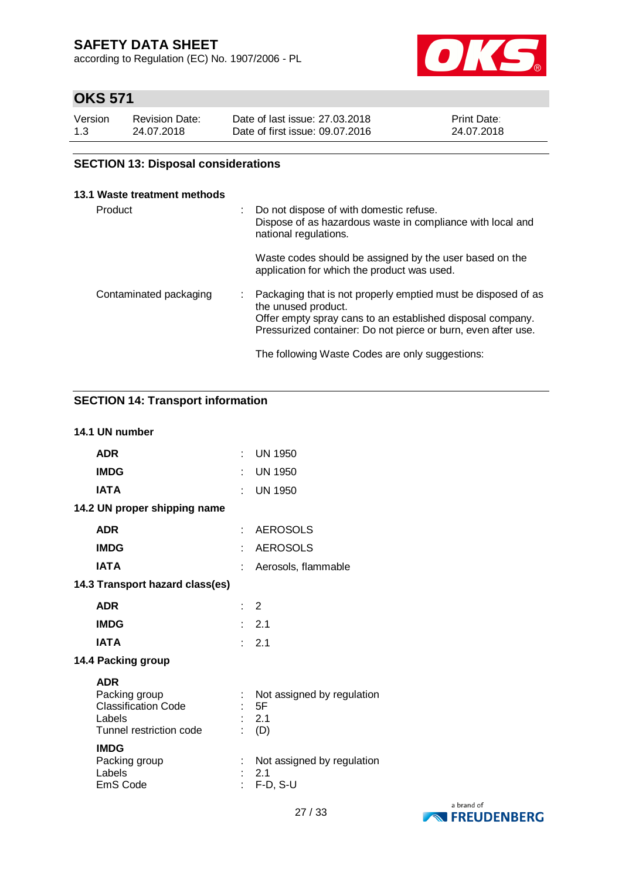## SECTION 13: Disposal considerations

### 13.1 Waste treatment methods

| | | |
|---|---|---|
| Product | : | Do not dispose of with domestic refuse.<br>Dispose of as hazardous waste in compliance with local and national regulations.<br><br>Waste codes should be assigned by the user based on the application for which the product was used. |
| Contaminated packaging | : | Packaging that is not properly emptied must be disposed of as the unused product.<br>Offer empty spray cans to an established disposal company.<br>Pressurized container: Do not pierce or burn, even after use.<br><br>The following Waste Codes are only suggestions: |

## SECTION 14: Transport information

### 14.1 UN number

| | | |
|---|---|---|
| **ADR** | : | UN 1950 |
| **IMDG** | : | UN 1950 |
| **IATA** | : | UN 1950 |

### 14.2 UN proper shipping name

| | | |
|---|---|---|
| **ADR** | : | AEROSOLS |
| **IMDG** | : | AEROSOLS |
| **IATA** | : | Aerosols, flammable |

### 14.3 Transport hazard class(es)

| | | |
|---|---|---|
| **ADR** | : | 2 |
| **IMDG** | : | 2.1 |
| **IATA** | : | 2.1 |

### 14.4 Packing group

**ADR**

| | | |
|---|---|---|
| Packing group | : | Not assigned by regulation |
| Classification Code | : | 5F |
| Labels | : | 2.1 |
| Tunnel restriction code | : | (D) |

**IMDG**

| | | |
|---|---|---|
| Packing group | : | Not assigned by regulation |
| Labels | : | 2.1 |
| EmS Code | : | F-D, S-U |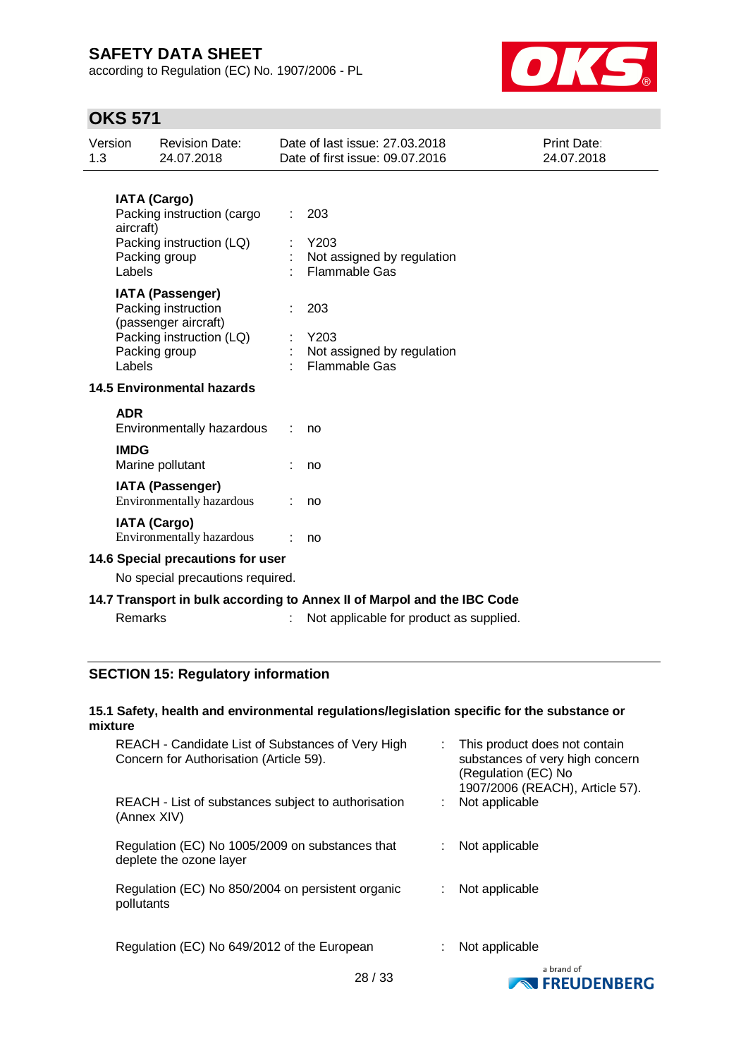**IATA (Cargo)**

| | | |
|---|---|---|
| Packing instruction (cargo aircraft) | : | 203 |
| Packing instruction (LQ) | : | Y203 |
| Packing group | : | Not assigned by regulation |
| Labels | : | Flammable Gas |

**IATA (Passenger)**

| | | |
|---|---|---|
| Packing instruction (passenger aircraft) | : | 203 |
| Packing instruction (LQ) | : | Y203 |
| Packing group | : | Not assigned by regulation |
| Labels | : | Flammable Gas |

### 14.5 Environmental hazards

**ADR**

Environmentally hazardous : no

**IMDG**

Marine pollutant : no

**IATA (Passenger)**

Environmentally hazardous : no

**IATA (Cargo)**

Environmentally hazardous : no

### 14.6 Special precautions for user

No special precautions required.

### 14.7 Transport in bulk according to Annex II of Marpol and the IBC Code

Remarks : Not applicable for product as supplied.

## SECTION 15: Regulatory information

### 15.1 Safety, health and environmental regulations/legislation specific for the substance or mixture

| | | |
|---|---|---|
| REACH - Candidate List of Substances of Very High Concern for Authorisation (Article 59). | : | This product does not contain substances of very high concern (Regulation (EC) No 1907/2006 (REACH), Article 57). |
| REACH - List of substances subject to authorisation (Annex XIV) | : | Not applicable |
| Regulation (EC) No 1005/2009 on substances that deplete the ozone layer | : | Not applicable |
| Regulation (EC) No 850/2004 on persistent organic pollutants | : | Not applicable |
| Regulation (EC) No 649/2012 of the European | : | Not applicable |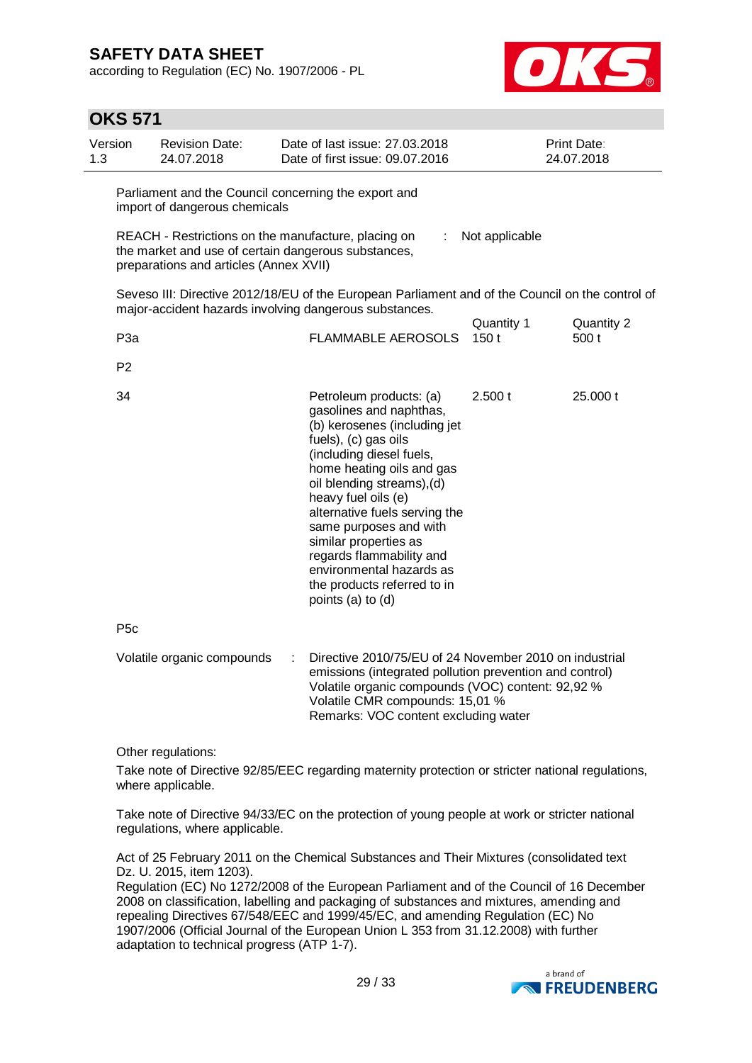Parliament and the Council concerning the export and import of dangerous chemicals

REACH - Restrictions on the manufacture, placing on the market and use of certain dangerous substances, preparations and articles (Annex XVII) : Not applicable

Seveso III: Directive 2012/18/EU of the European Parliament and of the Council on the control of major-accident hazards involving dangerous substances.

| | | Quantity 1 | Quantity 2 |
|---|---|---|---|
| P3a | FLAMMABLE AEROSOLS | 150 t | 500 t |
| P2 | | | |
| 34 | Petroleum products: (a) gasolines and naphthas, (b) kerosenes (including jet fuels), (c) gas oils (including diesel fuels, home heating oils and gas oil blending streams),(d) heavy fuel oils (e) alternative fuels serving the same purposes and with similar properties as regards flammability and environmental hazards as the products referred to in points (a) to (d) | 2.500 t | 25.000 t |
| P5c | | | |

Volatile organic compounds : Directive 2010/75/EU of 24 November 2010 on industrial emissions (integrated pollution prevention and control)
Volatile organic compounds (VOC) content: 92,92 %
Volatile CMR compounds: 15,01 %
Remarks: VOC content excluding water

Other regulations:

Take note of Directive 92/85/EEC regarding maternity protection or stricter national regulations, where applicable.

Take note of Directive 94/33/EC on the protection of young people at work or stricter national regulations, where applicable.

Act of 25 February 2011 on the Chemical Substances and Their Mixtures (consolidated text Dz. U. 2015, item 1203).
Regulation (EC) No 1272/2008 of the European Parliament and of the Council of 16 December 2008 on classification, labelling and packaging of substances and mixtures, amending and repealing Directives 67/548/EEC and 1999/45/EC, and amending Regulation (EC) No 1907/2006 (Official Journal of the European Union L 353 from 31.12.2008) with further adaptation to technical progress (ATP 1-7).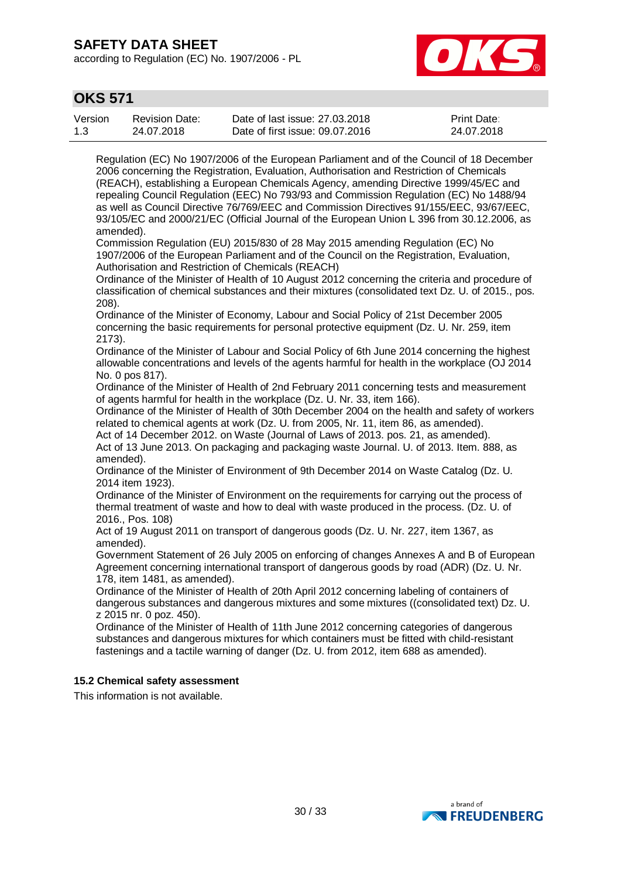Regulation (EC) No 1907/2006 of the European Parliament and of the Council of 18 December 2006 concerning the Registration, Evaluation, Authorisation and Restriction of Chemicals (REACH), establishing a European Chemicals Agency, amending Directive 1999/45/EC and repealing Council Regulation (EEC) No 793/93 and Commission Regulation (EC) No 1488/94 as well as Council Directive 76/769/EEC and Commission Directives 91/155/EEC, 93/67/EEC, 93/105/EC and 2000/21/EC (Official Journal of the European Union L 396 from 30.12.2006, as amended).

Commission Regulation (EU) 2015/830 of 28 May 2015 amending Regulation (EC) No 1907/2006 of the European Parliament and of the Council on the Registration, Evaluation, Authorisation and Restriction of Chemicals (REACH)

Ordinance of the Minister of Health of 10 August 2012 concerning the criteria and procedure of classification of chemical substances and their mixtures (consolidated text Dz. U. of 2015., pos. 208).

Ordinance of the Minister of Economy, Labour and Social Policy of 21st December 2005 concerning the basic requirements for personal protective equipment (Dz. U. Nr. 259, item 2173).

Ordinance of the Minister of Labour and Social Policy of 6th June 2014 concerning the highest allowable concentrations and levels of the agents harmful for health in the workplace (OJ 2014 No. 0 pos 817).

Ordinance of the Minister of Health of 2nd February 2011 concerning tests and measurement of agents harmful for health in the workplace (Dz. U. Nr. 33, item 166).

Ordinance of the Minister of Health of 30th December 2004 on the health and safety of workers related to chemical agents at work (Dz. U. from 2005, Nr. 11, item 86, as amended).

Act of 14 December 2012. on Waste (Journal of Laws of 2013. pos. 21, as amended).

Act of 13 June 2013. On packaging and packaging waste Journal. U. of 2013. Item. 888, as amended).

Ordinance of the Minister of Environment of 9th December 2014 on Waste Catalog (Dz. U. 2014 item 1923).

Ordinance of the Minister of Environment on the requirements for carrying out the process of thermal treatment of waste and how to deal with waste produced in the process. (Dz. U. of 2016., Pos. 108)

Act of 19 August 2011 on transport of dangerous goods (Dz. U. Nr. 227, item 1367, as amended).

Government Statement of 26 July 2005 on enforcing of changes Annexes A and B of European Agreement concerning international transport of dangerous goods by road (ADR) (Dz. U. Nr. 178, item 1481, as amended).

Ordinance of the Minister of Health of 20th April 2012 concerning labeling of containers of dangerous substances and dangerous mixtures and some mixtures ((consolidated text) Dz. U. z 2015 nr. 0 poz. 450).

Ordinance of the Minister of Health of 11th June 2012 concerning categories of dangerous substances and dangerous mixtures for which containers must be fitted with child-resistant fastenings and a tactile warning of danger (Dz. U. from 2012, item 688 as amended).

### 15.2 Chemical safety assessment

This information is not available.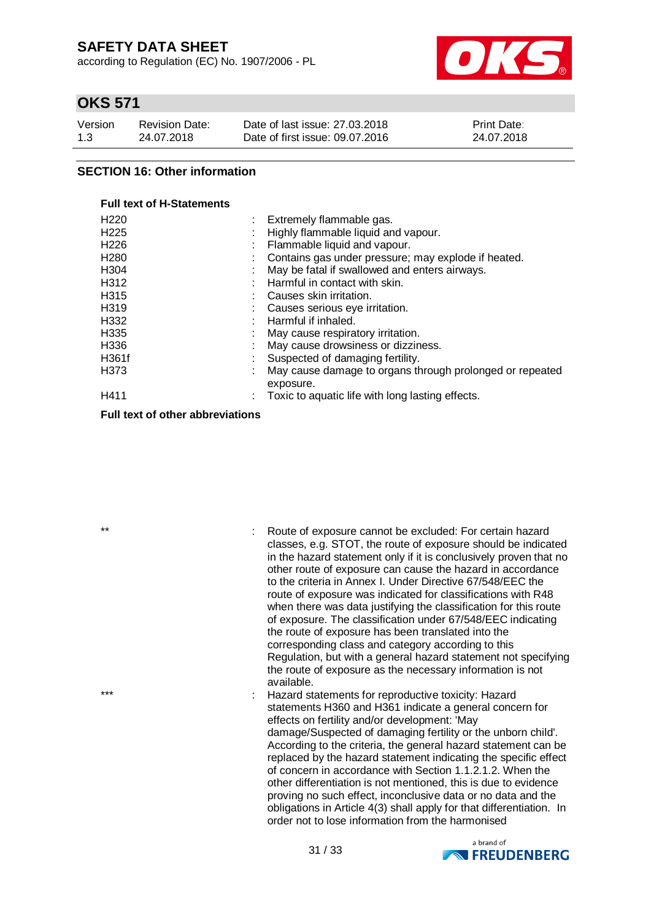## SECTION 16: Other information

**Full text of H-Statements**

| | |
|---|---|
| H220 | : Extremely flammable gas. |
| H225 | : Highly flammable liquid and vapour. |
| H226 | : Flammable liquid and vapour. |
| H280 | : Contains gas under pressure; may explode if heated. |
| H304 | : May be fatal if swallowed and enters airways. |
| H312 | : Harmful in contact with skin. |
| H315 | : Causes skin irritation. |
| H319 | : Causes serious eye irritation. |
| H332 | : Harmful if inhaled. |
| H335 | : May cause respiratory irritation. |
| H336 | : May cause drowsiness or dizziness. |
| H361f | : Suspected of damaging fertility. |
| H373 | : May cause damage to organs through prolonged or repeated exposure. |
| H411 | : Toxic to aquatic life with long lasting effects. |

**Full text of other abbreviations**

| | |
|---|---|
| ** | : Route of exposure cannot be excluded: For certain hazard classes, e.g. STOT, the route of exposure should be indicated in the hazard statement only if it is conclusively proven that no other route of exposure can cause the hazard in accordance to the criteria in Annex I. Under Directive 67/548/EEC the route of exposure was indicated for classifications with R48 when there was data justifying the classification for this route of exposure. The classification under 67/548/EEC indicating the route of exposure has been translated into the corresponding class and category according to this Regulation, but with a general hazard statement not specifying the route of exposure as the necessary information is not available. |
| *** | : Hazard statements for reproductive toxicity: Hazard statements H360 and H361 indicate a general concern for effects on fertility and/or development: 'May damage/Suspected of damaging fertility or the unborn child'. According to the criteria, the general hazard statement can be replaced by the hazard statement indicating the specific effect of concern in accordance with Section 1.1.2.1.2. When the other differentiation is not mentioned, this is due to evidence proving no such effect, inconclusive data or no data and the obligations in Article 4(3) shall apply for that differentiation. In order not to lose information from the harmonised |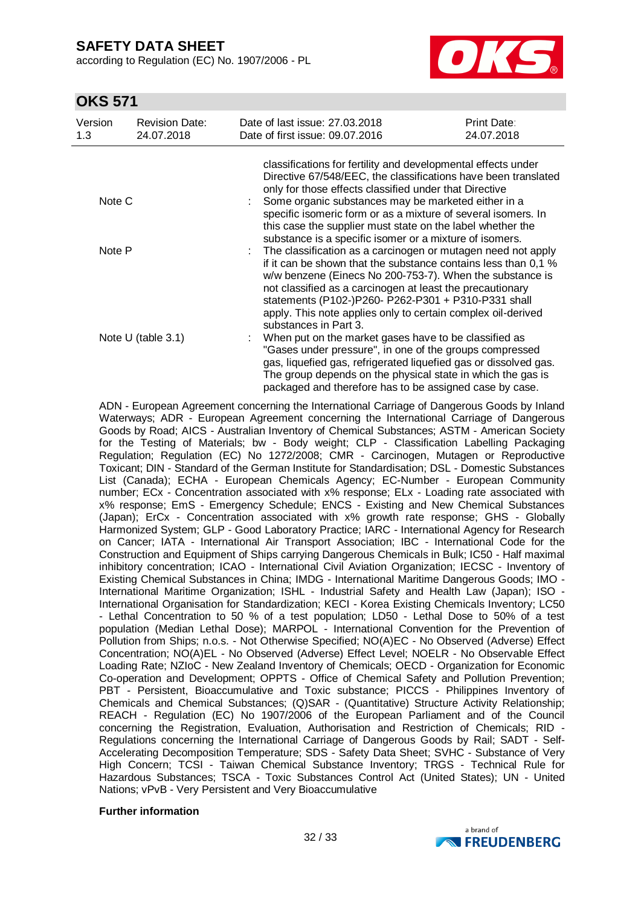classifications for fertility and developmental effects under Directive 67/548/EEC, the classifications have been translated only for those effects classified under that Directive

| | | |
|---|---|---|
| Note C | : | Some organic substances may be marketed either in a specific isomeric form or as a mixture of several isomers. In this case the supplier must state on the label whether the substance is a specific isomer or a mixture of isomers. |
| Note P | : | The classification as a carcinogen or mutagen need not apply if it can be shown that the substance contains less than 0,1 % w/w benzene (Einecs No 200-753-7). When the substance is not classified as a carcinogen at least the precautionary statements (P102-)P260- P262-P301 + P310-P331 shall apply. This note applies only to certain complex oil-derived substances in Part 3. |
| Note U (table 3.1) | : | When put on the market gases have to be classified as "Gases under pressure", in one of the groups compressed gas, liquefied gas, refrigerated liquefied gas or dissolved gas. The group depends on the physical state in which the gas is packaged and therefore has to be assigned case by case. |

ADN - European Agreement concerning the International Carriage of Dangerous Goods by Inland Waterways; ADR - European Agreement concerning the International Carriage of Dangerous Goods by Road; AICS - Australian Inventory of Chemical Substances; ASTM - American Society for the Testing of Materials; bw - Body weight; CLP - Classification Labelling Packaging Regulation; Regulation (EC) No 1272/2008; CMR - Carcinogen, Mutagen or Reproductive Toxicant; DIN - Standard of the German Institute for Standardisation; DSL - Domestic Substances List (Canada); ECHA - European Chemicals Agency; EC-Number - European Community number; ECx - Concentration associated with x% response; ELx - Loading rate associated with x% response; EmS - Emergency Schedule; ENCS - Existing and New Chemical Substances (Japan); ErCx - Concentration associated with x% growth rate response; GHS - Globally Harmonized System; GLP - Good Laboratory Practice; IARC - International Agency for Research on Cancer; IATA - International Air Transport Association; IBC - International Code for the Construction and Equipment of Ships carrying Dangerous Chemicals in Bulk; IC50 - Half maximal inhibitory concentration; ICAO - International Civil Aviation Organization; IECSC - Inventory of Existing Chemical Substances in China; IMDG - International Maritime Dangerous Goods; IMO - International Maritime Organization; ISHL - Industrial Safety and Health Law (Japan); ISO - International Organisation for Standardization; KECI - Korea Existing Chemicals Inventory; LC50 - Lethal Concentration to 50 % of a test population; LD50 - Lethal Dose to 50% of a test population (Median Lethal Dose); MARPOL - International Convention for the Prevention of Pollution from Ships; n.o.s. - Not Otherwise Specified; NO(A)EC - No Observed (Adverse) Effect Concentration; NO(A)EL - No Observed (Adverse) Effect Level; NOELR - No Observable Effect Loading Rate; NZIoC - New Zealand Inventory of Chemicals; OECD - Organization for Economic Co-operation and Development; OPPTS - Office of Chemical Safety and Pollution Prevention; PBT - Persistent, Bioaccumulative and Toxic substance; PICCS - Philippines Inventory of Chemicals and Chemical Substances; (Q)SAR - (Quantitative) Structure Activity Relationship; REACH - Regulation (EC) No 1907/2006 of the European Parliament and of the Council concerning the Registration, Evaluation, Authorisation and Restriction of Chemicals; RID - Regulations concerning the International Carriage of Dangerous Goods by Rail; SADT - Self-Accelerating Decomposition Temperature; SDS - Safety Data Sheet; SVHC - Substance of Very High Concern; TCSI - Taiwan Chemical Substance Inventory; TRGS - Technical Rule for Hazardous Substances; TSCA - Toxic Substances Control Act (United States); UN - United Nations; vPvB - Very Persistent and Very Bioaccumulative

**Further information**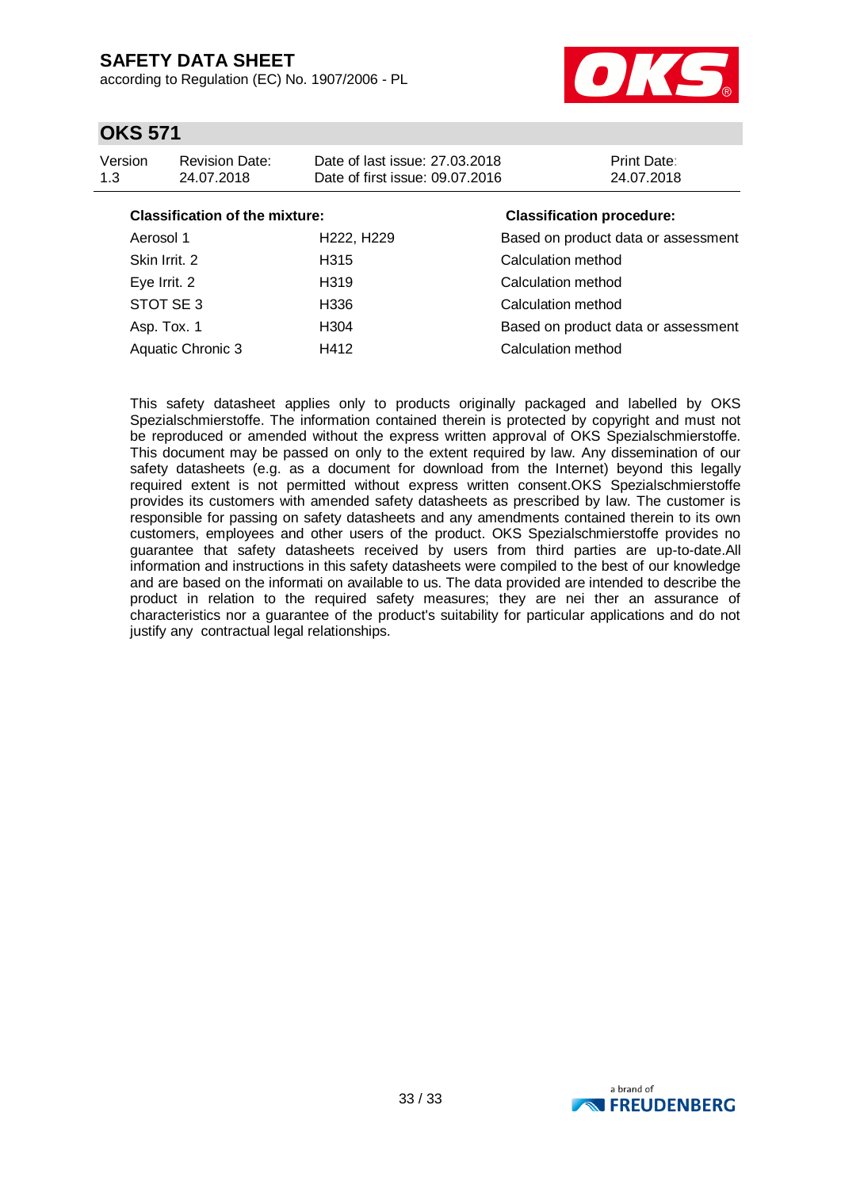**Classification of the mixture:**

| | | |
|---|---|---|
| **Classification of the mixture:** | | **Classification procedure:** |
| Aerosol 1 | H222, H229 | Based on product data or assessment |
| Skin Irrit. 2 | H315 | Calculation method |
| Eye Irrit. 2 | H319 | Calculation method |
| STOT SE 3 | H336 | Calculation method |
| Asp. Tox. 1 | H304 | Based on product data or assessment |
| Aquatic Chronic 3 | H412 | Calculation method |

This safety datasheet applies only to products originally packaged and labelled by OKS Spezialschmierstoffe. The information contained therein is protected by copyright and must not be reproduced or amended without the express written approval of OKS Spezialschmierstoffe. This document may be passed on only to the extent required by law. Any dissemination of our safety datasheets (e.g. as a document for download from the Internet) beyond this legally required extent is not permitted without express written consent.OKS Spezialschmierstoffe provides its customers with amended safety datasheets as prescribed by law. The customer is responsible for passing on safety datasheets and any amendments contained therein to its own customers, employees and other users of the product. OKS Spezialschmierstoffe provides no guarantee that safety datasheets received by users from third parties are up-to-date.All information and instructions in this safety datasheets were compiled to the best of our knowledge and are based on the informati on available to us. The data provided are intended to describe the product in relation to the required safety measures; they are nei ther an assurance of characteristics nor a guarantee of the product's suitability for particular applications and do not justify any contractual legal relationships.